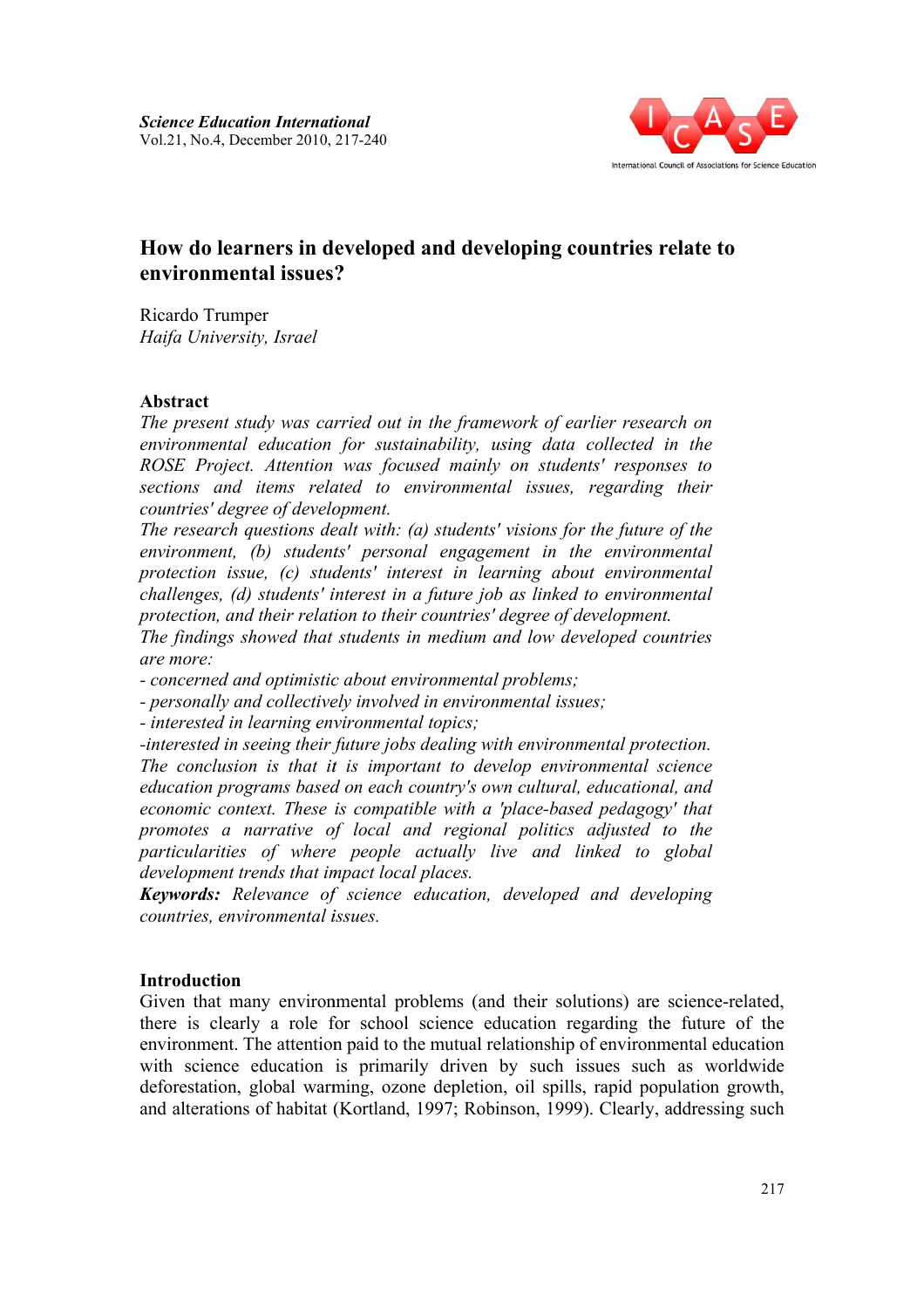# How do learners in developed and developing countries relate to environmental issues?

Ricardo Trumper
*Haifa University, Israel*

## Abstract

*The present study was carried out in the framework of earlier research on environmental education for sustainability, using data collected in the ROSE Project. Attention was focused mainly on students' responses to sections and items related to environmental issues, regarding their countries' degree of development.*

*The research questions dealt with: (a) students' visions for the future of the environment, (b) students' personal engagement in the environmental protection issue, (c) students' interest in learning about environmental challenges, (d) students' interest in a future job as linked to environmental protection, and their relation to their countries' degree of development.*

*The findings showed that students in medium and low developed countries are more:*

*- concerned and optimistic about environmental problems;*
*- personally and collectively involved in environmental issues;*
*- interested in learning environmental topics;*
*-interested in seeing their future jobs dealing with environmental protection.*

*The conclusion is that it is important to develop environmental science education programs based on each country's own cultural, educational, and economic context. These is compatible with a 'place-based pedagogy' that promotes a narrative of local and regional politics adjusted to the particularities of where people actually live and linked to global development trends that impact local places.*

***Keywords:*** *Relevance of science education, developed and developing countries, environmental issues.*

## Introduction

Given that many environmental problems (and their solutions) are science-related, there is clearly a role for school science education regarding the future of the environment. The attention paid to the mutual relationship of environmental education with science education is primarily driven by such issues such as worldwide deforestation, global warming, ozone depletion, oil spills, rapid population growth, and alterations of habitat (Kortland, 1997; Robinson, 1999). Clearly, addressing such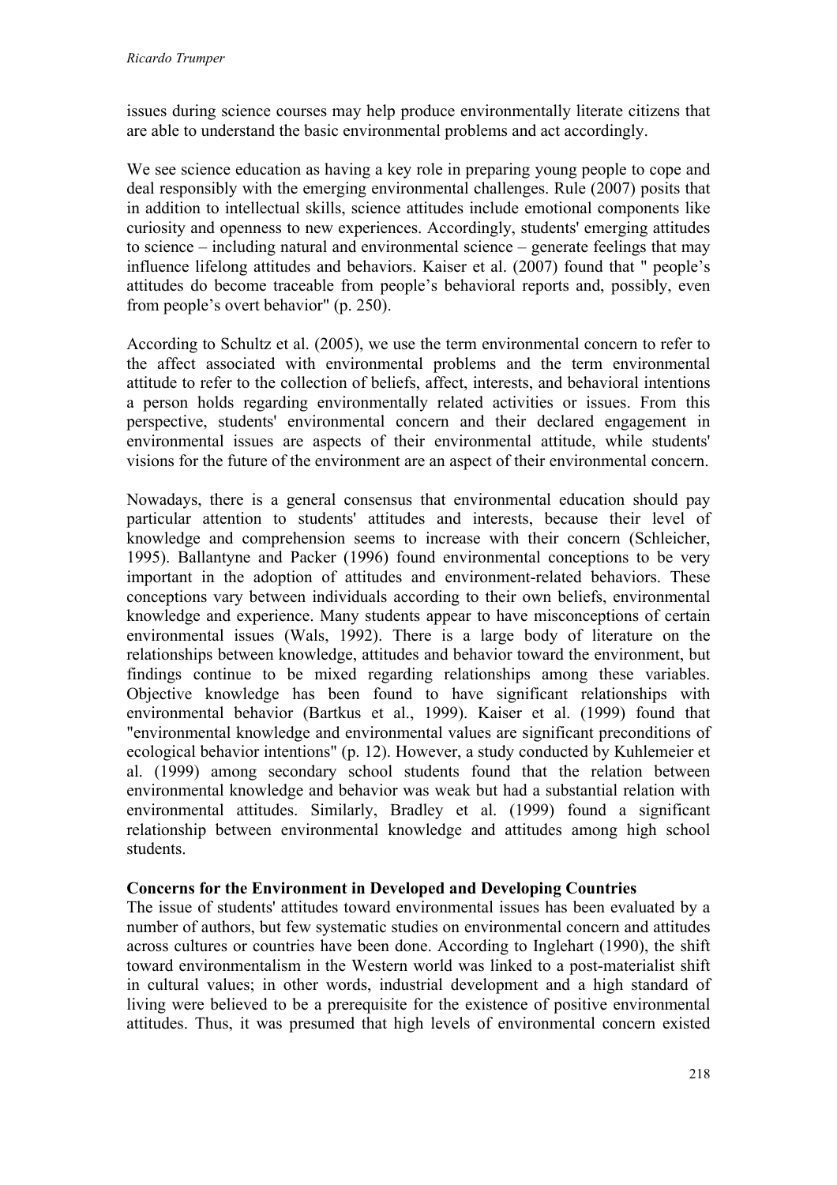issues during science courses may help produce environmentally literate citizens that are able to understand the basic environmental problems and act accordingly.

We see science education as having a key role in preparing young people to cope and deal responsibly with the emerging environmental challenges. Rule (2007) posits that in addition to intellectual skills, science attitudes include emotional components like curiosity and openness to new experiences. Accordingly, students' emerging attitudes to science – including natural and environmental science – generate feelings that may influence lifelong attitudes and behaviors. Kaiser et al. (2007) found that " people's attitudes do become traceable from people's behavioral reports and, possibly, even from people's overt behavior" (p. 250).

According to Schultz et al. (2005), we use the term environmental concern to refer to the affect associated with environmental problems and the term environmental attitude to refer to the collection of beliefs, affect, interests, and behavioral intentions a person holds regarding environmentally related activities or issues. From this perspective, students' environmental concern and their declared engagement in environmental issues are aspects of their environmental attitude, while students' visions for the future of the environment are an aspect of their environmental concern.

Nowadays, there is a general consensus that environmental education should pay particular attention to students' attitudes and interests, because their level of knowledge and comprehension seems to increase with their concern (Schleicher, 1995). Ballantyne and Packer (1996) found environmental conceptions to be very important in the adoption of attitudes and environment-related behaviors. These conceptions vary between individuals according to their own beliefs, environmental knowledge and experience. Many students appear to have misconceptions of certain environmental issues (Wals, 1992). There is a large body of literature on the relationships between knowledge, attitudes and behavior toward the environment, but findings continue to be mixed regarding relationships among these variables. Objective knowledge has been found to have significant relationships with environmental behavior (Bartkus et al., 1999). Kaiser et al. (1999) found that "environmental knowledge and environmental values are significant preconditions of ecological behavior intentions" (p. 12). However, a study conducted by Kuhlemeier et al. (1999) among secondary school students found that the relation between environmental knowledge and behavior was weak but had a substantial relation with environmental attitudes. Similarly, Bradley et al. (1999) found a significant relationship between environmental knowledge and attitudes among high school students.

**Concerns for the Environment in Developed and Developing Countries**

The issue of students' attitudes toward environmental issues has been evaluated by a number of authors, but few systematic studies on environmental concern and attitudes across cultures or countries have been done. According to Inglehart (1990), the shift toward environmentalism in the Western world was linked to a post-materialist shift in cultural values; in other words, industrial development and a high standard of living were believed to be a prerequisite for the existence of positive environmental attitudes. Thus, it was presumed that high levels of environmental concern existed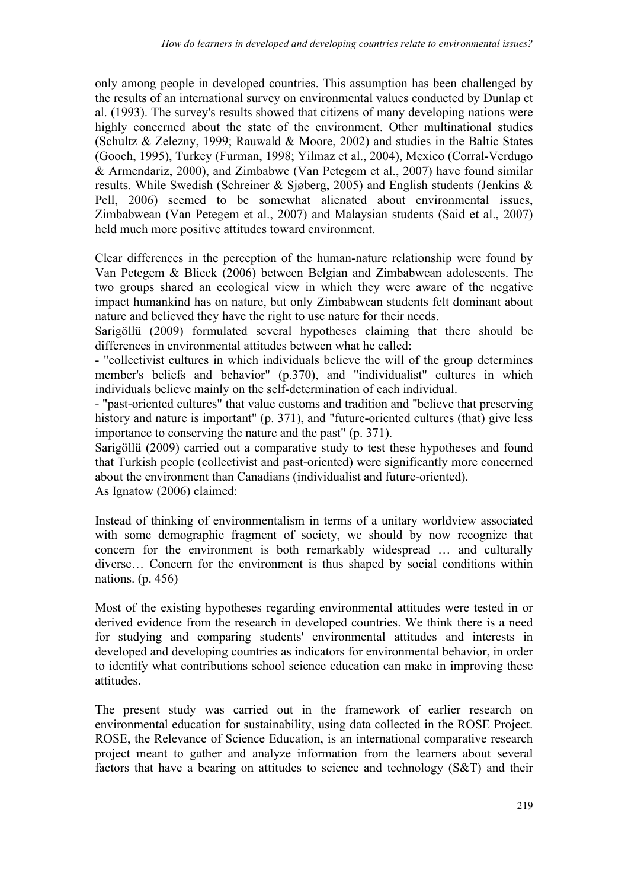only among people in developed countries. This assumption has been challenged by the results of an international survey on environmental values conducted by Dunlap et al. (1993). The survey's results showed that citizens of many developing nations were highly concerned about the state of the environment. Other multinational studies (Schultz & Zelezny, 1999; Rauwald & Moore, 2002) and studies in the Baltic States (Gooch, 1995), Turkey (Furman, 1998; Yilmaz et al., 2004), Mexico (Corral-Verdugo & Armendariz, 2000), and Zimbabwe (Van Petegem et al., 2007) have found similar results. While Swedish (Schreiner & Sjøberg, 2005) and English students (Jenkins & Pell, 2006) seemed to be somewhat alienated about environmental issues, Zimbabwean (Van Petegem et al., 2007) and Malaysian students (Said et al., 2007) held much more positive attitudes toward environment.

Clear differences in the perception of the human-nature relationship were found by Van Petegem & Blieck (2006) between Belgian and Zimbabwean adolescents. The two groups shared an ecological view in which they were aware of the negative impact humankind has on nature, but only Zimbabwean students felt dominant about nature and believed they have the right to use nature for their needs.

Sarigöllü (2009) formulated several hypotheses claiming that there should be differences in environmental attitudes between what he called:

- "collectivist cultures in which individuals believe the will of the group determines member's beliefs and behavior" (p.370), and "individualist" cultures in which individuals believe mainly on the self-determination of each individual.
- "past-oriented cultures" that value customs and tradition and "believe that preserving history and nature is important" (p. 371), and "future-oriented cultures (that) give less importance to conserving the nature and the past" (p. 371).

Sarigöllü (2009) carried out a comparative study to test these hypotheses and found that Turkish people (collectivist and past-oriented) were significantly more concerned about the environment than Canadians (individualist and future-oriented).

As Ignatow (2006) claimed:

> Instead of thinking of environmentalism in terms of a unitary worldview associated with some demographic fragment of society, we should by now recognize that concern for the environment is both remarkably widespread … and culturally diverse… Concern for the environment is thus shaped by social conditions within nations. (p. 456)

Most of the existing hypotheses regarding environmental attitudes were tested in or derived evidence from the research in developed countries. We think there is a need for studying and comparing students' environmental attitudes and interests in developed and developing countries as indicators for environmental behavior, in order to identify what contributions school science education can make in improving these attitudes.

The present study was carried out in the framework of earlier research on environmental education for sustainability, using data collected in the ROSE Project. ROSE, the Relevance of Science Education, is an international comparative research project meant to gather and analyze information from the learners about several factors that have a bearing on attitudes to science and technology (S&T) and their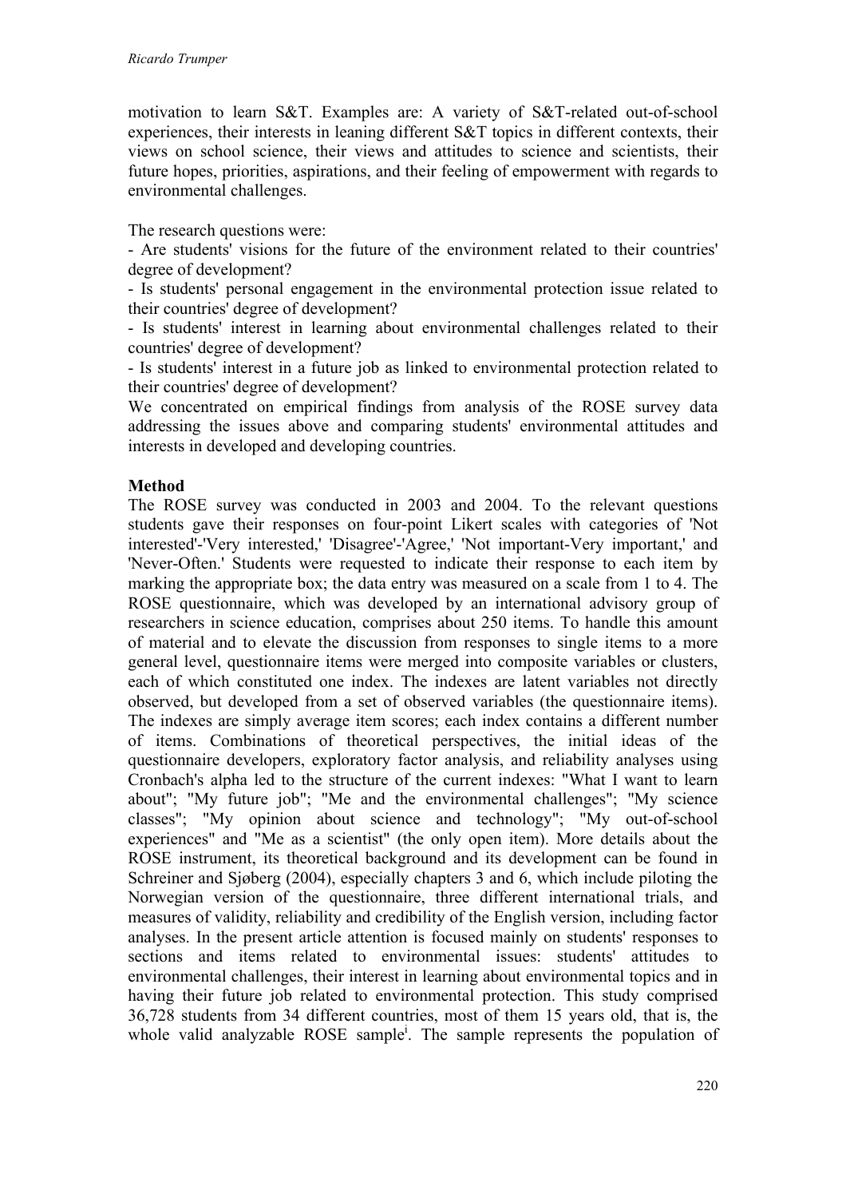motivation to learn S&T. Examples are: A variety of S&T-related out-of-school experiences, their interests in leaning different S&T topics in different contexts, their views on school science, their views and attitudes to science and scientists, their future hopes, priorities, aspirations, and their feeling of empowerment with regards to environmental challenges.

The research questions were:

- Are students' visions for the future of the environment related to their countries' degree of development?
- Is students' personal engagement in the environmental protection issue related to their countries' degree of development?
- Is students' interest in learning about environmental challenges related to their countries' degree of development?
- Is students' interest in a future job as linked to environmental protection related to their countries' degree of development?

We concentrated on empirical findings from analysis of the ROSE survey data addressing the issues above and comparing students' environmental attitudes and interests in developed and developing countries.

**Method**

The ROSE survey was conducted in 2003 and 2004. To the relevant questions students gave their responses on four-point Likert scales with categories of 'Not interested'-'Very interested,' 'Disagree'-'Agree,' 'Not important-Very important,' and 'Never-Often.' Students were requested to indicate their response to each item by marking the appropriate box; the data entry was measured on a scale from 1 to 4. The ROSE questionnaire, which was developed by an international advisory group of researchers in science education, comprises about 250 items. To handle this amount of material and to elevate the discussion from responses to single items to a more general level, questionnaire items were merged into composite variables or clusters, each of which constituted one index. The indexes are latent variables not directly observed, but developed from a set of observed variables (the questionnaire items). The indexes are simply average item scores; each index contains a different number of items. Combinations of theoretical perspectives, the initial ideas of the questionnaire developers, exploratory factor analysis, and reliability analyses using Cronbach's alpha led to the structure of the current indexes: "What I want to learn about"; "My future job"; "Me and the environmental challenges"; "My science classes"; "My opinion about science and technology"; "My out-of-school experiences" and "Me as a scientist" (the only open item). More details about the ROSE instrument, its theoretical background and its development can be found in Schreiner and Sjøberg (2004), especially chapters 3 and 6, which include piloting the Norwegian version of the questionnaire, three different international trials, and measures of validity, reliability and credibility of the English version, including factor analyses. In the present article attention is focused mainly on students' responses to sections and items related to environmental issues: students' attitudes to environmental challenges, their interest in learning about environmental topics and in having their future job related to environmental protection. This study comprised 36,728 students from 34 different countries, most of them 15 years old, that is, the whole valid analyzable ROSE sample[i]. The sample represents the population of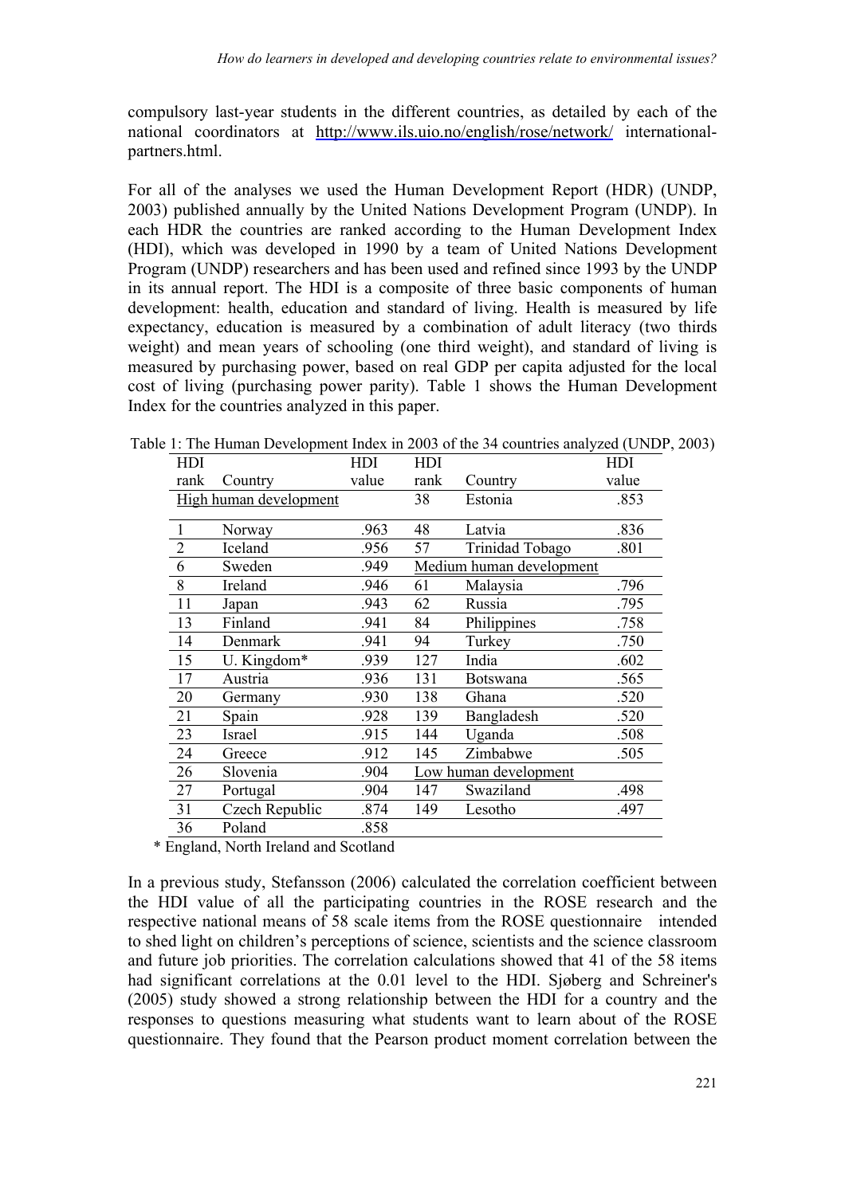compulsory last-year students in the different countries, as detailed by each of the national coordinators at http://www.ils.uio.no/english/rose/network/ international-partners.html.

For all of the analyses we used the Human Development Report (HDR) (UNDP, 2003) published annually by the United Nations Development Program (UNDP). In each HDR the countries are ranked according to the Human Development Index (HDI), which was developed in 1990 by a team of United Nations Development Program (UNDP) researchers and has been used and refined since 1993 by the UNDP in its annual report. The HDI is a composite of three basic components of human development: health, education and standard of living. Health is measured by life expectancy, education is measured by a combination of adult literacy (two thirds weight) and mean years of schooling (one third weight), and standard of living is measured by purchasing power, based on real GDP per capita adjusted for the local cost of living (purchasing power parity). Table 1 shows the Human Development Index for the countries analyzed in this paper.

Table 1: The Human Development Index in 2003 of the 34 countries analyzed (UNDP, 2003)

| HDI rank | Country | HDI value | HDI rank | Country | HDI value |
|---|---|---|---|---|---|
| High human development | | | 38 | Estonia | .853 |
| 1 | Norway | .963 | 48 | Latvia | .836 |
| 2 | Iceland | .956 | 57 | Trinidad Tobago | .801 |
| 6 | Sweden | .949 | Medium human development | | |
| 8 | Ireland | .946 | 61 | Malaysia | .796 |
| 11 | Japan | .943 | 62 | Russia | .795 |
| 13 | Finland | .941 | 84 | Philippines | .758 |
| 14 | Denmark | .941 | 94 | Turkey | .750 |
| 15 | U. Kingdom* | .939 | 127 | India | .602 |
| 17 | Austria | .936 | 131 | Botswana | .565 |
| 20 | Germany | .930 | 138 | Ghana | .520 |
| 21 | Spain | .928 | 139 | Bangladesh | .520 |
| 23 | Israel | .915 | 144 | Uganda | .508 |
| 24 | Greece | .912 | 145 | Zimbabwe | .505 |
| 26 | Slovenia | .904 | Low human development | | |
| 27 | Portugal | .904 | 147 | Swaziland | .498 |
| 31 | Czech Republic | .874 | 149 | Lesotho | .497 |
| 36 | Poland | .858 | | | |

\* England, North Ireland and Scotland

In a previous study, Stefansson (2006) calculated the correlation coefficient between the HDI value of all the participating countries in the ROSE research and the respective national means of 58 scale items from the ROSE questionnaire intended to shed light on children's perceptions of science, scientists and the science classroom and future job priorities. The correlation calculations showed that 41 of the 58 items had significant correlations at the 0.01 level to the HDI. Sjøberg and Schreiner's (2005) study showed a strong relationship between the HDI for a country and the responses to questions measuring what students want to learn about of the ROSE questionnaire. They found that the Pearson product moment correlation between the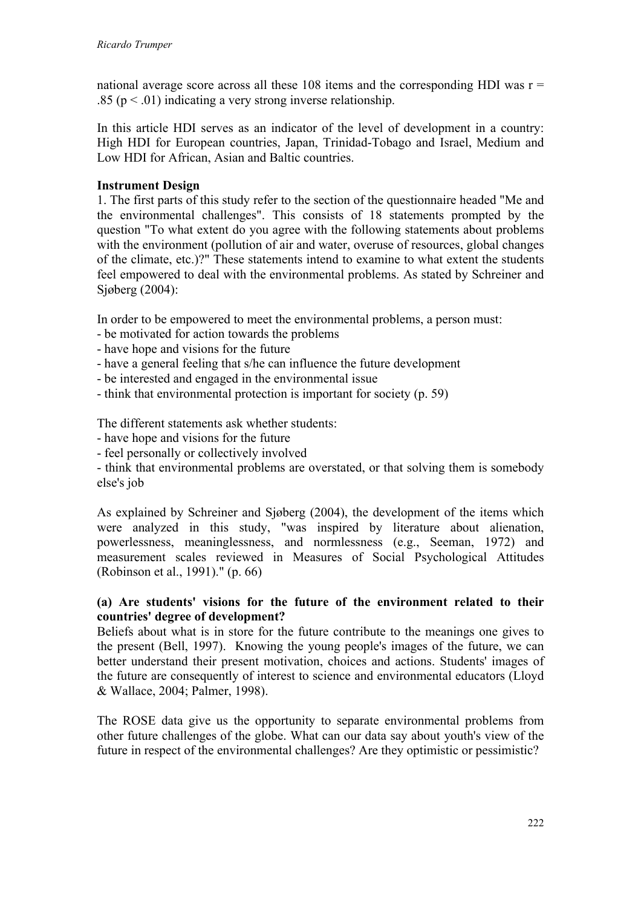national average score across all these 108 items and the corresponding HDI was $r = .85$ ($p < .01$) indicating a very strong inverse relationship.

In this article HDI serves as an indicator of the level of development in a country: High HDI for European countries, Japan, Trinidad-Tobago and Israel, Medium and Low HDI for African, Asian and Baltic countries.

**Instrument Design**

1. The first parts of this study refer to the section of the questionnaire headed "Me and the environmental challenges". This consists of 18 statements prompted by the question "To what extent do you agree with the following statements about problems with the environment (pollution of air and water, overuse of resources, global changes of the climate, etc.)?" These statements intend to examine to what extent the students feel empowered to deal with the environmental problems. As stated by Schreiner and Sjøberg (2004):

In order to be empowered to meet the environmental problems, a person must:
- be motivated for action towards the problems
- have hope and visions for the future
- have a general feeling that s/he can influence the future development
- be interested and engaged in the environmental issue
- think that environmental protection is important for society (p. 59)

The different statements ask whether students:
- have hope and visions for the future
- feel personally or collectively involved
- think that environmental problems are overstated, or that solving them is somebody else's job

As explained by Schreiner and Sjøberg (2004), the development of the items which were analyzed in this study, "was inspired by literature about alienation, powerlessness, meaninglessness, and normlessness (e.g., Seeman, 1972) and measurement scales reviewed in Measures of Social Psychological Attitudes (Robinson et al., 1991)." (p. 66)

**(a) Are students' visions for the future of the environment related to their countries' degree of development?**

Beliefs about what is in store for the future contribute to the meanings one gives to the present (Bell, 1997). Knowing the young people's images of the future, we can better understand their present motivation, choices and actions. Students' images of the future are consequently of interest to science and environmental educators (Lloyd & Wallace, 2004; Palmer, 1998).

The ROSE data give us the opportunity to separate environmental problems from other future challenges of the globe. What can our data say about youth's view of the future in respect of the environmental challenges? Are they optimistic or pessimistic?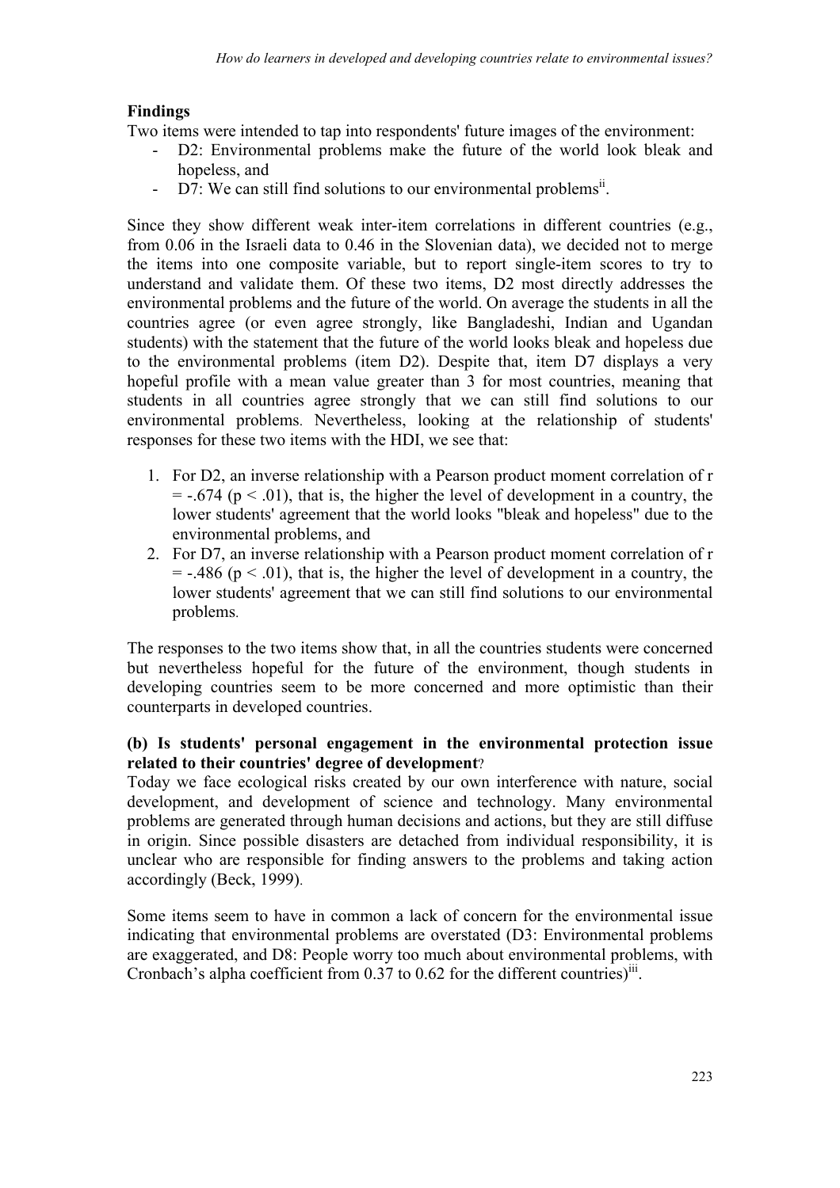**Findings**

Two items were intended to tap into respondents' future images of the environment:

- D2: Environmental problems make the future of the world look bleak and hopeless, and
- D7: We can still find solutions to our environmental problems[ii].

Since they show different weak inter-item correlations in different countries (e.g., from 0.06 in the Israeli data to 0.46 in the Slovenian data), we decided not to merge the items into one composite variable, but to report single-item scores to try to understand and validate them. Of these two items, D2 most directly addresses the environmental problems and the future of the world. On average the students in all the countries agree (or even agree strongly, like Bangladeshi, Indian and Ugandan students) with the statement that the future of the world looks bleak and hopeless due to the environmental problems (item D2). Despite that, item D7 displays a very hopeful profile with a mean value greater than 3 for most countries, meaning that students in all countries agree strongly that we can still find solutions to our environmental problems. Nevertheless, looking at the relationship of students' responses for these two items with the HDI, we see that:

1. For D2, an inverse relationship with a Pearson product moment correlation of $r = -.674$ ($p < .01$), that is, the higher the level of development in a country, the lower students' agreement that the world looks "bleak and hopeless" due to the environmental problems, and
2. For D7, an inverse relationship with a Pearson product moment correlation of $r = -.486$ ($p < .01$), that is, the higher the level of development in a country, the lower students' agreement that we can still find solutions to our environmental problems.

The responses to the two items show that, in all the countries students were concerned but nevertheless hopeful for the future of the environment, though students in developing countries seem to be more concerned and more optimistic than their counterparts in developed countries.

**(b) Is students' personal engagement in the environmental protection issue related to their countries' degree of development?**

Today we face ecological risks created by our own interference with nature, social development, and development of science and technology. Many environmental problems are generated through human decisions and actions, but they are still diffuse in origin. Since possible disasters are detached from individual responsibility, it is unclear who are responsible for finding answers to the problems and taking action accordingly (Beck, 1999).

Some items seem to have in common a lack of concern for the environmental issue indicating that environmental problems are overstated (D3: Environmental problems are exaggerated, and D8: People worry too much about environmental problems, with Cronbach's alpha coefficient from 0.37 to 0.62 for the different countries)[iii].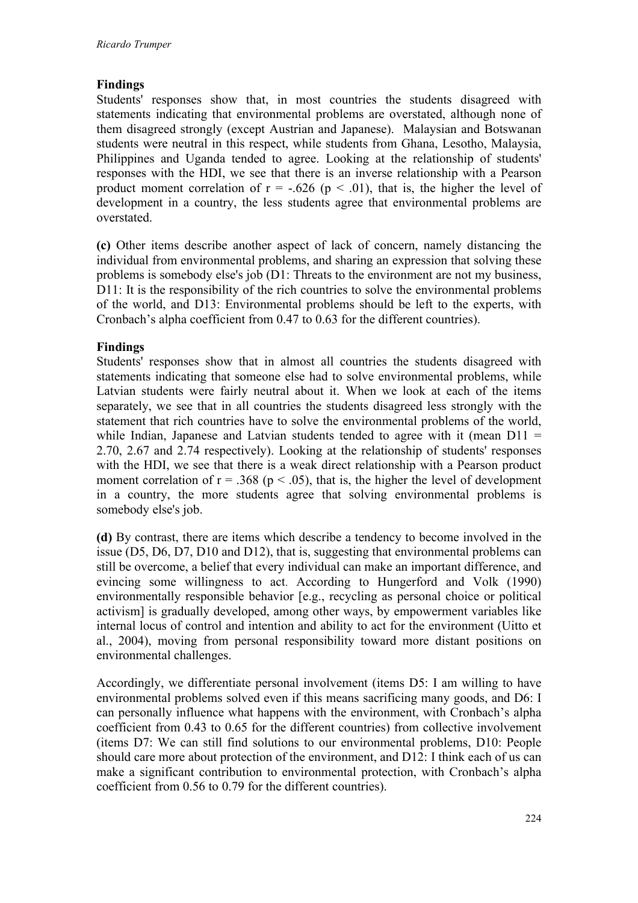**Findings**

Students' responses show that, in most countries the students disagreed with statements indicating that environmental problems are overstated, although none of them disagreed strongly (except Austrian and Japanese). Malaysian and Botswanan students were neutral in this respect, while students from Ghana, Lesotho, Malaysia, Philippines and Uganda tended to agree. Looking at the relationship of students' responses with the HDI, we see that there is an inverse relationship with a Pearson product moment correlation of $r = -.626$ ($p < .01$), that is, the higher the level of development in a country, the less students agree that environmental problems are overstated.

**(c)** Other items describe another aspect of lack of concern, namely distancing the individual from environmental problems, and sharing an expression that solving these problems is somebody else's job (D1: Threats to the environment are not my business, D11: It is the responsibility of the rich countries to solve the environmental problems of the world, and D13: Environmental problems should be left to the experts, with Cronbach's alpha coefficient from 0.47 to 0.63 for the different countries).

**Findings**

Students' responses show that in almost all countries the students disagreed with statements indicating that someone else had to solve environmental problems, while Latvian students were fairly neutral about it. When we look at each of the items separately, we see that in all countries the students disagreed less strongly with the statement that rich countries have to solve the environmental problems of the world, while Indian, Japanese and Latvian students tended to agree with it (mean D11 = 2.70, 2.67 and 2.74 respectively). Looking at the relationship of students' responses with the HDI, we see that there is a weak direct relationship with a Pearson product moment correlation of $r = .368$ ($p < .05$), that is, the higher the level of development in a country, the more students agree that solving environmental problems is somebody else's job.

**(d)** By contrast, there are items which describe a tendency to become involved in the issue (D5, D6, D7, D10 and D12), that is, suggesting that environmental problems can still be overcome, a belief that every individual can make an important difference, and evincing some willingness to act. According to Hungerford and Volk (1990) environmentally responsible behavior [e.g., recycling as personal choice or political activism] is gradually developed, among other ways, by empowerment variables like internal locus of control and intention and ability to act for the environment (Uitto et al., 2004), moving from personal responsibility toward more distant positions on environmental challenges.

Accordingly, we differentiate personal involvement (items D5: I am willing to have environmental problems solved even if this means sacrificing many goods, and D6: I can personally influence what happens with the environment, with Cronbach's alpha coefficient from 0.43 to 0.65 for the different countries) from collective involvement (items D7: We can still find solutions to our environmental problems, D10: People should care more about protection of the environment, and D12: I think each of us can make a significant contribution to environmental protection, with Cronbach's alpha coefficient from 0.56 to 0.79 for the different countries).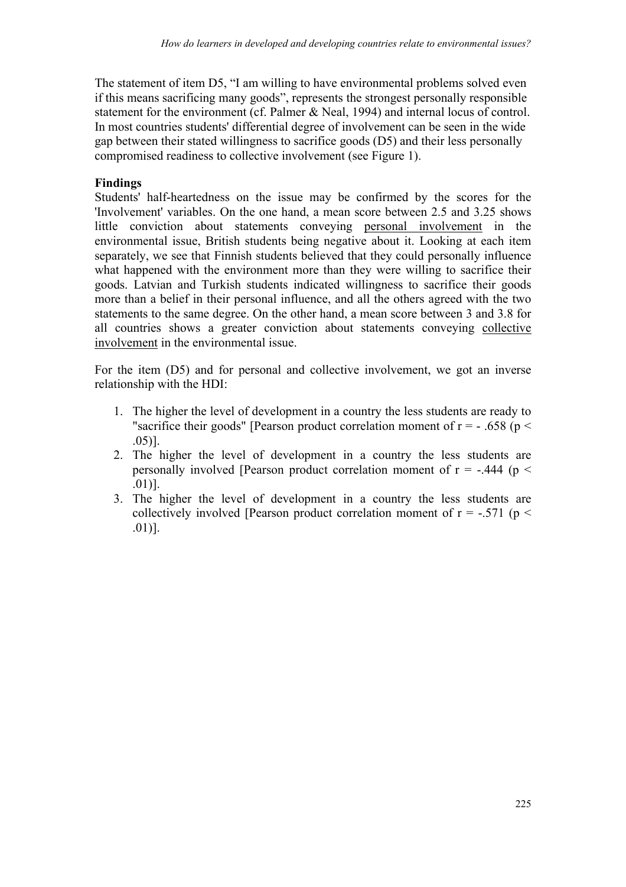The statement of item D5, "I am willing to have environmental problems solved even if this means sacrificing many goods", represents the strongest personally responsible statement for the environment (cf. Palmer & Neal, 1994) and internal locus of control. In most countries students' differential degree of involvement can be seen in the wide gap between their stated willingness to sacrifice goods (D5) and their less personally compromised readiness to collective involvement (see Figure 1).

**Findings**

Students' half-heartedness on the issue may be confirmed by the scores for the 'Involvement' variables. On the one hand, a mean score between 2.5 and 3.25 shows little conviction about statements conveying <u>personal involvement</u> in the environmental issue, British students being negative about it. Looking at each item separately, we see that Finnish students believed that they could personally influence what happened with the environment more than they were willing to sacrifice their goods. Latvian and Turkish students indicated willingness to sacrifice their goods more than a belief in their personal influence, and all the others agreed with the two statements to the same degree. On the other hand, a mean score between 3 and 3.8 for all countries shows a greater conviction about statements conveying <u>collective involvement</u> in the environmental issue.

For the item (D5) and for personal and collective involvement, we got an inverse relationship with the HDI:

1. The higher the level of development in a country the less students are ready to "sacrifice their goods" [Pearson product correlation moment of $r = -.658$ ($p < .05$)].
2. The higher the level of development in a country the less students are personally involved [Pearson product correlation moment of $r = -.444$ ($p < .01$)].
3. The higher the level of development in a country the less students are collectively involved [Pearson product correlation moment of $r = -.571$ ($p < .01$)].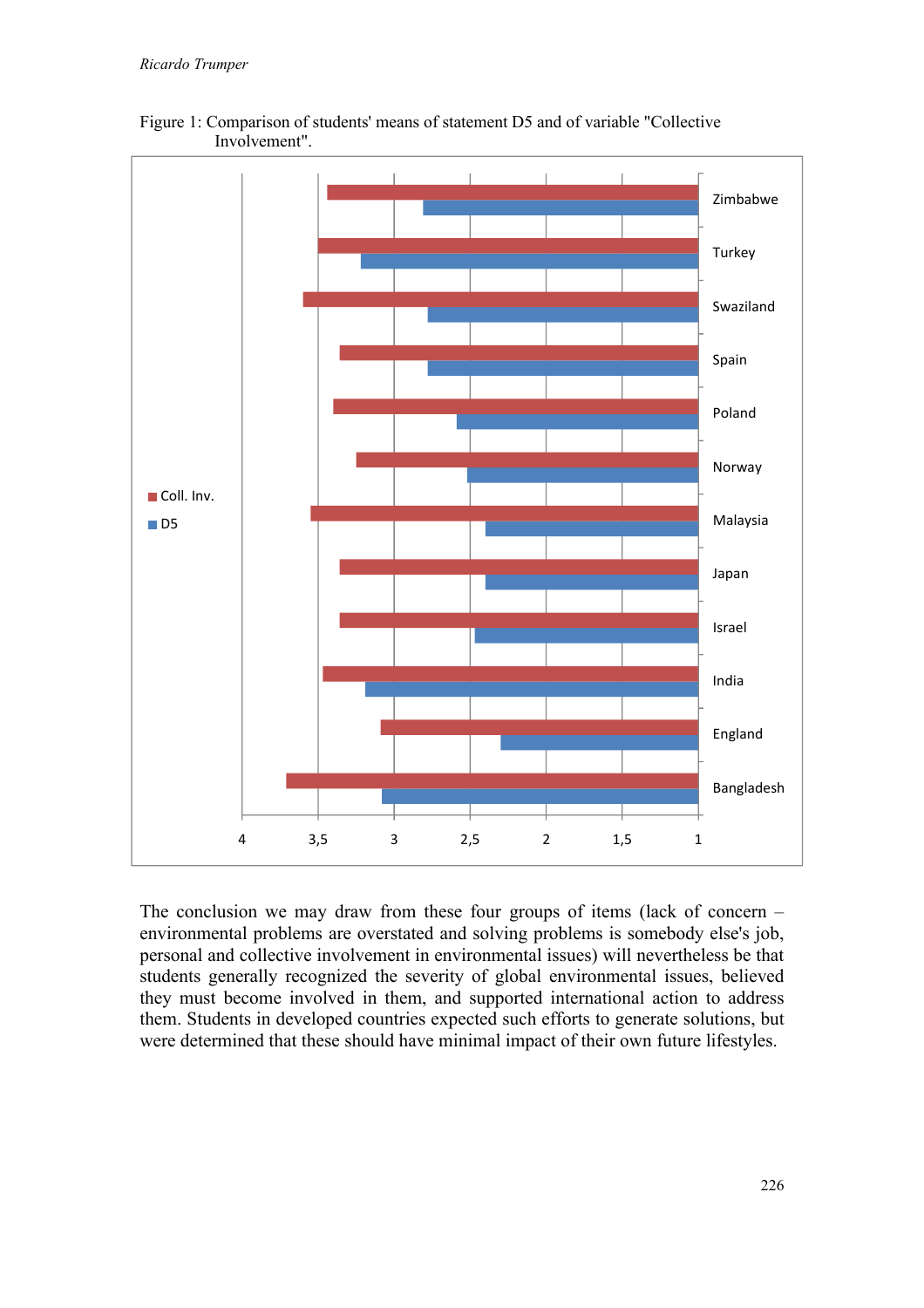Figure 1: Comparison of students' means of statement D5 and of variable "Collective Involvement".

Coll. Inv.
D5

Zimbabwe
Turkey
Swaziland
Spain
Poland
Norway
Malaysia
Japan
Israel
India
England
Bangladesh

4
3,5
3
2,5
2
1,5
1

The conclusion we may draw from these four groups of items (lack of concern – environmental problems are overstated and solving problems is somebody else's job, personal and collective involvement in environmental issues) will nevertheless be that students generally recognized the severity of global environmental issues, believed they must become involved in them, and supported international action to address them. Students in developed countries expected such efforts to generate solutions, but were determined that these should have minimal impact of their own future lifestyles.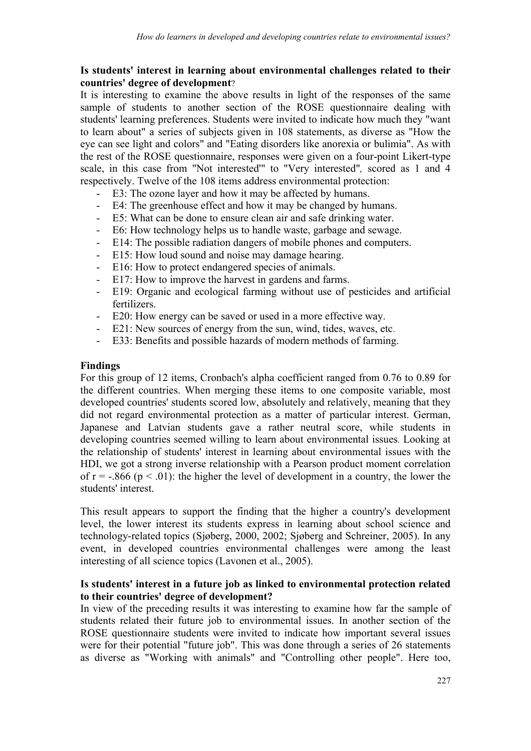**Is students' interest in learning about environmental challenges related to their countries' degree of development?**

It is interesting to examine the above results in light of the responses of the same sample of students to another section of the ROSE questionnaire dealing with students' learning preferences. Students were invited to indicate how much they "want to learn about" a series of subjects given in 108 statements, as diverse as "How the eye can see light and colors" and "Eating disorders like anorexia or bulimia". As with the rest of the ROSE questionnaire, responses were given on a four-point Likert-type scale, in this case from "Not interested'" to "Very interested", scored as 1 and 4 respectively. Twelve of the 108 items address environmental protection:

- E3: The ozone layer and how it may be affected by humans.
- E4: The greenhouse effect and how it may be changed by humans.
- E5: What can be done to ensure clean air and safe drinking water.
- E6: How technology helps us to handle waste, garbage and sewage.
- E14: The possible radiation dangers of mobile phones and computers.
- E15: How loud sound and noise may damage hearing.
- E16: How to protect endangered species of animals.
- E17: How to improve the harvest in gardens and farms.
- E19: Organic and ecological farming without use of pesticides and artificial fertilizers.
- E20: How energy can be saved or used in a more effective way.
- E21: New sources of energy from the sun, wind, tides, waves, etc.
- E33: Benefits and possible hazards of modern methods of farming.

**Findings**

For this group of 12 items, Cronbach's alpha coefficient ranged from 0.76 to 0.89 for the different countries. When merging these items to one composite variable, most developed countries' students scored low, absolutely and relatively, meaning that they did not regard environmental protection as a matter of particular interest. German, Japanese and Latvian students gave a rather neutral score, while students in developing countries seemed willing to learn about environmental issues. Looking at the relationship of students' interest in learning about environmental issues with the HDI, we got a strong inverse relationship with a Pearson product moment correlation of $r = -.866$ ($p < .01$): the higher the level of development in a country, the lower the students' interest.

This result appears to support the finding that the higher a country's development level, the lower interest its students express in learning about school science and technology-related topics (Sjøberg, 2000, 2002; Sjøberg and Schreiner, 2005). In any event, in developed countries environmental challenges were among the least interesting of all science topics (Lavonen et al., 2005).

**Is students' interest in a future job as linked to environmental protection related to their countries' degree of development?**

In view of the preceding results it was interesting to examine how far the sample of students related their future job to environmental issues. In another section of the ROSE questionnaire students were invited to indicate how important several issues were for their potential "future job". This was done through a series of 26 statements as diverse as "Working with animals" and "Controlling other people". Here too,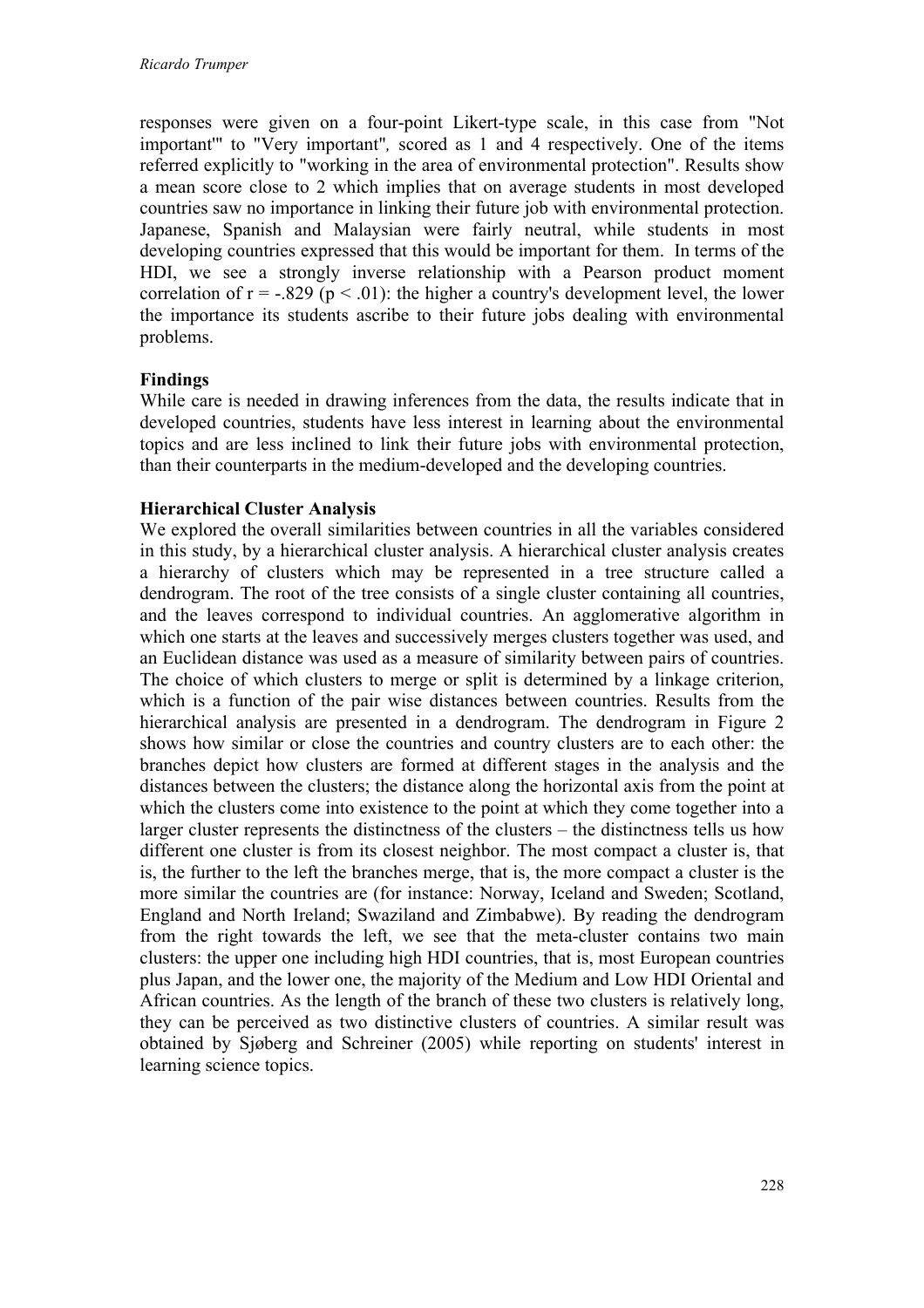responses were given on a four-point Likert-type scale, in this case from "Not important'" to "Very important", scored as 1 and 4 respectively. One of the items referred explicitly to "working in the area of environmental protection". Results show a mean score close to 2 which implies that on average students in most developed countries saw no importance in linking their future job with environmental protection. Japanese, Spanish and Malaysian were fairly neutral, while students in most developing countries expressed that this would be important for them. In terms of the HDI, we see a strongly inverse relationship with a Pearson product moment correlation of $r = -.829$ ($p < .01$): the higher a country's development level, the lower the importance its students ascribe to their future jobs dealing with environmental problems.

**Findings**

While care is needed in drawing inferences from the data, the results indicate that in developed countries, students have less interest in learning about the environmental topics and are less inclined to link their future jobs with environmental protection, than their counterparts in the medium-developed and the developing countries.

**Hierarchical Cluster Analysis**

We explored the overall similarities between countries in all the variables considered in this study, by a hierarchical cluster analysis. A hierarchical cluster analysis creates a hierarchy of clusters which may be represented in a tree structure called a dendrogram. The root of the tree consists of a single cluster containing all countries, and the leaves correspond to individual countries. An agglomerative algorithm in which one starts at the leaves and successively merges clusters together was used, and an Euclidean distance was used as a measure of similarity between pairs of countries. The choice of which clusters to merge or split is determined by a linkage criterion, which is a function of the pair wise distances between countries. Results from the hierarchical analysis are presented in a dendrogram. The dendrogram in Figure 2 shows how similar or close the countries and country clusters are to each other: the branches depict how clusters are formed at different stages in the analysis and the distances between the clusters; the distance along the horizontal axis from the point at which the clusters come into existence to the point at which they come together into a larger cluster represents the distinctness of the clusters – the distinctness tells us how different one cluster is from its closest neighbor. The most compact a cluster is, that is, the further to the left the branches merge, that is, the more compact a cluster is the more similar the countries are (for instance: Norway, Iceland and Sweden; Scotland, England and North Ireland; Swaziland and Zimbabwe). By reading the dendrogram from the right towards the left, we see that the meta-cluster contains two main clusters: the upper one including high HDI countries, that is, most European countries plus Japan, and the lower one, the majority of the Medium and Low HDI Oriental and African countries. As the length of the branch of these two clusters is relatively long, they can be perceived as two distinctive clusters of countries. A similar result was obtained by Sjøberg and Schreiner (2005) while reporting on students' interest in learning science topics.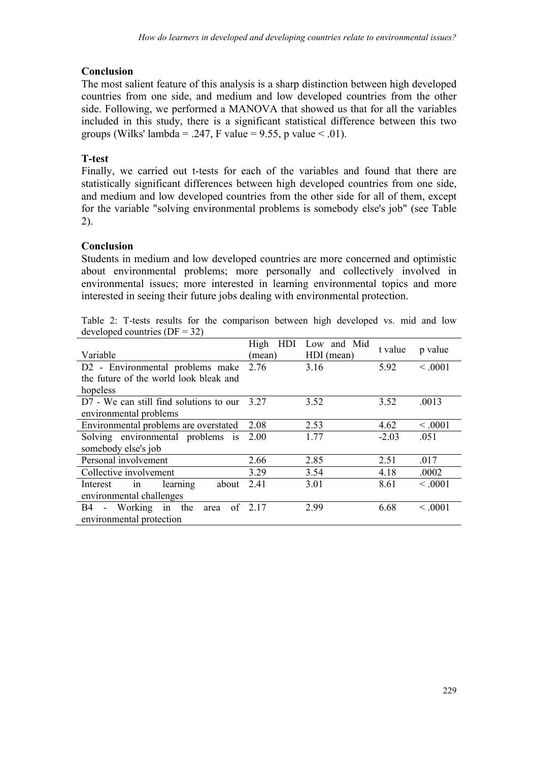**Conclusion**

The most salient feature of this analysis is a sharp distinction between high developed countries from one side, and medium and low developed countries from the other side. Following, we performed a MANOVA that showed us that for all the variables included in this study, there is a significant statistical difference between this two groups (Wilks' lambda = .247, F value = 9.55, p value < .01).

**T-test**

Finally, we carried out t-tests for each of the variables and found that there are statistically significant differences between high developed countries from one side, and medium and low developed countries from the other side for all of them, except for the variable "solving environmental problems is somebody else's job" (see Table 2).

**Conclusion**

Students in medium and low developed countries are more concerned and optimistic about environmental problems; more personally and collectively involved in environmental issues; more interested in learning environmental topics and more interested in seeing their future jobs dealing with environmental protection.

Table 2: T-tests results for the comparison between high developed vs. mid and low developed countries (DF = 32)

| Variable | High HDI (mean) | Low and Mid HDI (mean) | t value | p value |
|---|---|---|---|---|
| D2 - Environmental problems make the future of the world look bleak and hopeless | 2.76 | 3.16 | 5.92 | < .0001 |
| D7 - We can still find solutions to our environmental problems | 3.27 | 3.52 | 3.52 | .0013 |
| Environmental problems are overstated | 2.08 | 2.53 | 4.62 | < .0001 |
| Solving environmental problems is somebody else's job | 2.00 | 1.77 | -2.03 | .051 |
| Personal involvement | 2.66 | 2.85 | 2.51 | .017 |
| Collective involvement | 3.29 | 3.54 | 4.18 | .0002 |
| Interest in learning about environmental challenges | 2.41 | 3.01 | 8.61 | < .0001 |
| B4 - Working in the area of environmental protection | 2.17 | 2.99 | 6.68 | < .0001 |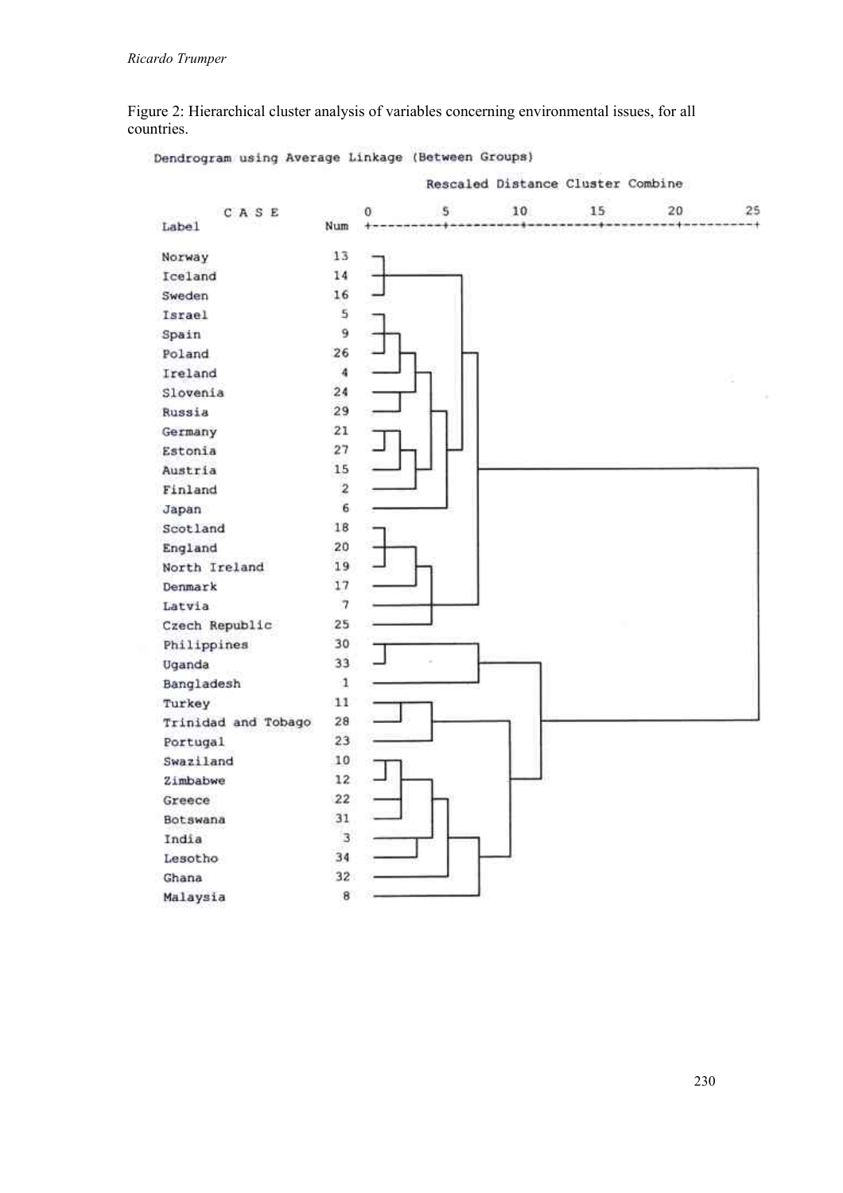Figure 2: Hierarchical cluster analysis of variables concerning environmental issues, for all countries.

Dendrogram using Average Linkage (Between Groups)

Rescaled Distance Cluster Combine

0 5 10 15 20 25

C A S E

Label Num

Norway 13
Iceland 14
Sweden 16
Israel 5
Spain 9
Poland 26
Ireland 4
Slovenia 24
Russia 29
Germany 21
Estonia 27
Austria 15
Finland 2
Japan 6
Scotland 18
England 20
North Ireland 19
Denmark 17
Latvia 7
Czech Republic 25
Philippines 30
Uganda 33
Bangladesh 1
Turkey 11
Trinidad and Tobago 28
Portugal 23
Swaziland 10
Zimbabwe 12
Greece 22
Botswana 31
India 3
Lesotho 34
Ghana 32
Malaysia 8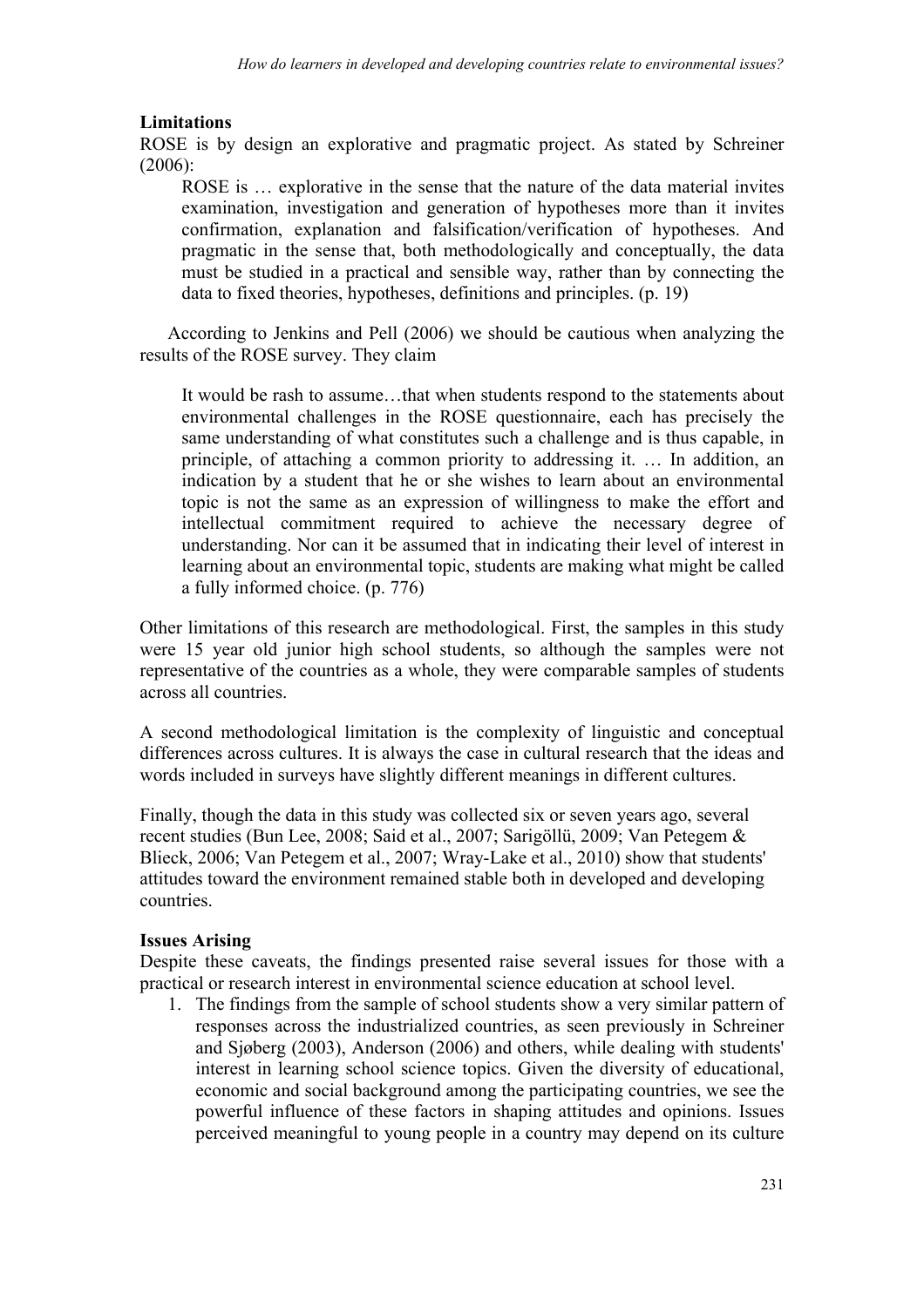**Limitations**

ROSE is by design an explorative and pragmatic project. As stated by Schreiner (2006):

> ROSE is … explorative in the sense that the nature of the data material invites examination, investigation and generation of hypotheses more than it invites confirmation, explanation and falsification/verification of hypotheses. And pragmatic in the sense that, both methodologically and conceptually, the data must be studied in a practical and sensible way, rather than by connecting the data to fixed theories, hypotheses, definitions and principles. (p. 19)

According to Jenkins and Pell (2006) we should be cautious when analyzing the results of the ROSE survey. They claim

> It would be rash to assume…that when students respond to the statements about environmental challenges in the ROSE questionnaire, each has precisely the same understanding of what constitutes such a challenge and is thus capable, in principle, of attaching a common priority to addressing it. … In addition, an indication by a student that he or she wishes to learn about an environmental topic is not the same as an expression of willingness to make the effort and intellectual commitment required to achieve the necessary degree of understanding. Nor can it be assumed that in indicating their level of interest in learning about an environmental topic, students are making what might be called a fully informed choice. (p. 776)

Other limitations of this research are methodological. First, the samples in this study were 15 year old junior high school students, so although the samples were not representative of the countries as a whole, they were comparable samples of students across all countries.

A second methodological limitation is the complexity of linguistic and conceptual differences across cultures. It is always the case in cultural research that the ideas and words included in surveys have slightly different meanings in different cultures.

Finally, though the data in this study was collected six or seven years ago, several recent studies (Bun Lee, 2008; Said et al., 2007; Sarigöllü, 2009; Van Petegem & Blieck, 2006; Van Petegem et al., 2007; Wray-Lake et al., 2010) show that students' attitudes toward the environment remained stable both in developed and developing countries.

**Issues Arising**

Despite these caveats, the findings presented raise several issues for those with a practical or research interest in environmental science education at school level.

1. The findings from the sample of school students show a very similar pattern of responses across the industrialized countries, as seen previously in Schreiner and Sjøberg (2003), Anderson (2006) and others, while dealing with students' interest in learning school science topics. Given the diversity of educational, economic and social background among the participating countries, we see the powerful influence of these factors in shaping attitudes and opinions. Issues perceived meaningful to young people in a country may depend on its culture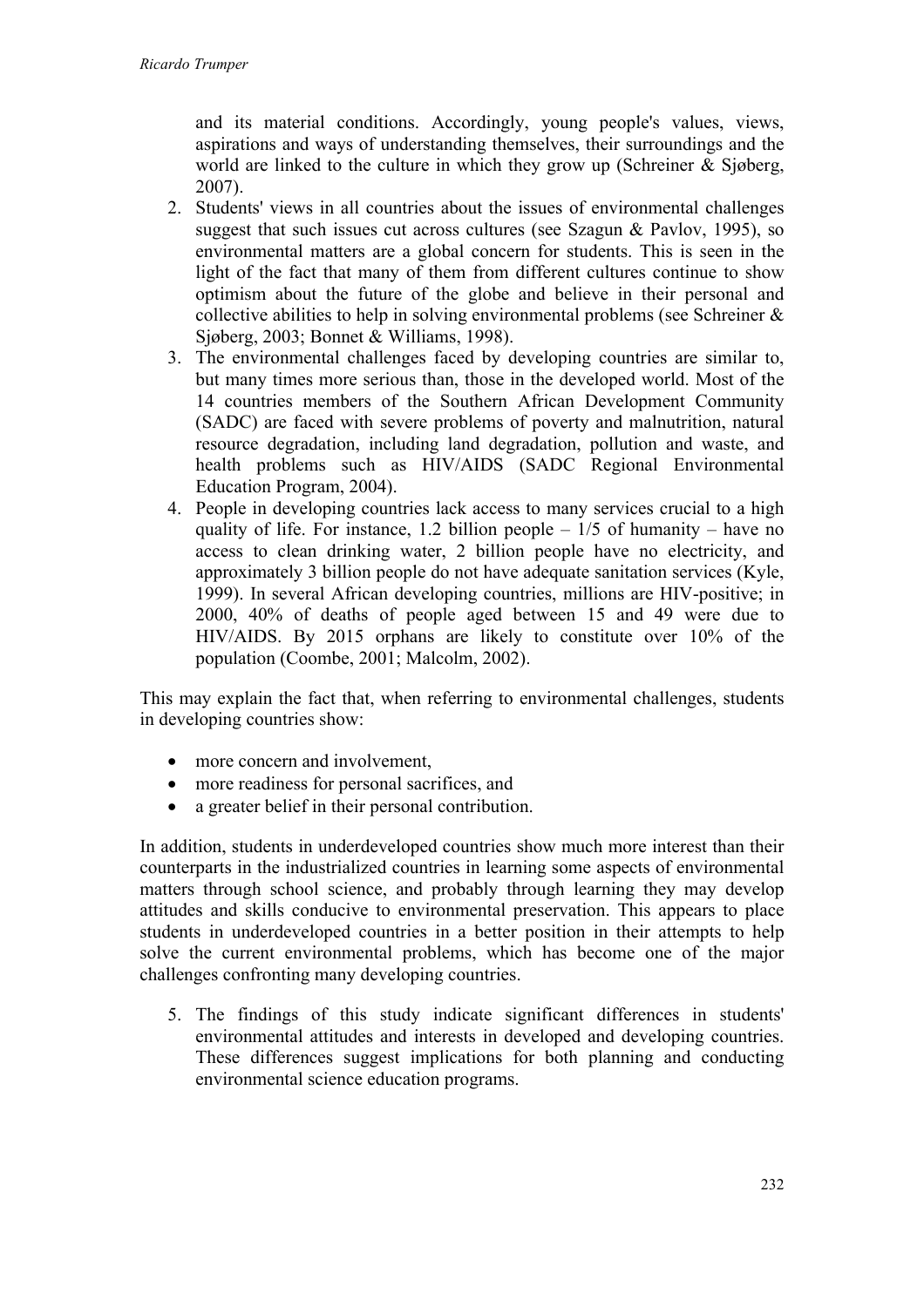and its material conditions. Accordingly, young people's values, views, aspirations and ways of understanding themselves, their surroundings and the world are linked to the culture in which they grow up (Schreiner & Sjøberg, 2007).

2. Students' views in all countries about the issues of environmental challenges suggest that such issues cut across cultures (see Szagun & Pavlov, 1995), so environmental matters are a global concern for students. This is seen in the light of the fact that many of them from different cultures continue to show optimism about the future of the globe and believe in their personal and collective abilities to help in solving environmental problems (see Schreiner & Sjøberg, 2003; Bonnet & Williams, 1998).
3. The environmental challenges faced by developing countries are similar to, but many times more serious than, those in the developed world. Most of the 14 countries members of the Southern African Development Community (SADC) are faced with severe problems of poverty and malnutrition, natural resource degradation, including land degradation, pollution and waste, and health problems such as HIV/AIDS (SADC Regional Environmental Education Program, 2004).
4. People in developing countries lack access to many services crucial to a high quality of life. For instance, 1.2 billion people – 1/5 of humanity – have no access to clean drinking water, 2 billion people have no electricity, and approximately 3 billion people do not have adequate sanitation services (Kyle, 1999). In several African developing countries, millions are HIV-positive; in 2000, 40% of deaths of people aged between 15 and 49 were due to HIV/AIDS. By 2015 orphans are likely to constitute over 10% of the population (Coombe, 2001; Malcolm, 2002).

This may explain the fact that, when referring to environmental challenges, students in developing countries show:

- more concern and involvement,
- more readiness for personal sacrifices, and
- a greater belief in their personal contribution.

In addition, students in underdeveloped countries show much more interest than their counterparts in the industrialized countries in learning some aspects of environmental matters through school science, and probably through learning they may develop attitudes and skills conducive to environmental preservation. This appears to place students in underdeveloped countries in a better position in their attempts to help solve the current environmental problems, which has become one of the major challenges confronting many developing countries.

5. The findings of this study indicate significant differences in students' environmental attitudes and interests in developed and developing countries. These differences suggest implications for both planning and conducting environmental science education programs.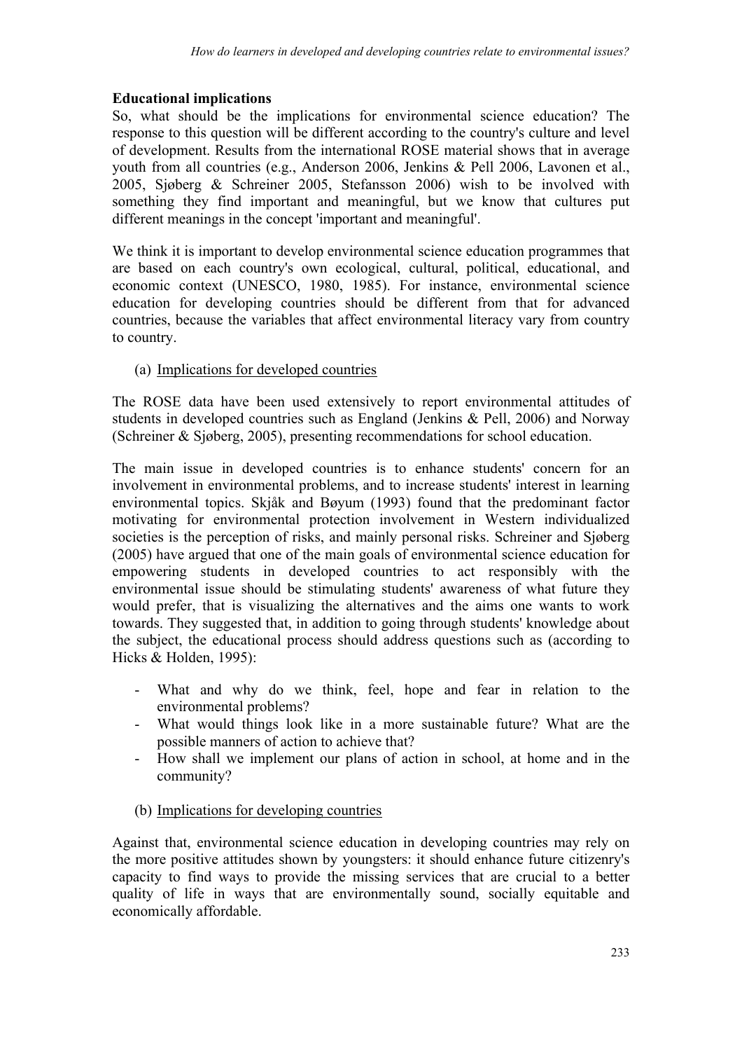**Educational implications**

So, what should be the implications for environmental science education? The response to this question will be different according to the country's culture and level of development. Results from the international ROSE material shows that in average youth from all countries (e.g., Anderson 2006, Jenkins & Pell 2006, Lavonen et al., 2005, Sjøberg & Schreiner 2005, Stefansson 2006) wish to be involved with something they find important and meaningful, but we know that cultures put different meanings in the concept 'important and meaningful'.

We think it is important to develop environmental science education programmes that are based on each country's own ecological, cultural, political, educational, and economic context (UNESCO, 1980, 1985). For instance, environmental science education for developing countries should be different from that for advanced countries, because the variables that affect environmental literacy vary from country to country.

(a) Implications for developed countries

The ROSE data have been used extensively to report environmental attitudes of students in developed countries such as England (Jenkins & Pell, 2006) and Norway (Schreiner & Sjøberg, 2005), presenting recommendations for school education.

The main issue in developed countries is to enhance students' concern for an involvement in environmental problems, and to increase students' interest in learning environmental topics. Skjåk and Bøyum (1993) found that the predominant factor motivating for environmental protection involvement in Western individualized societies is the perception of risks, and mainly personal risks. Schreiner and Sjøberg (2005) have argued that one of the main goals of environmental science education for empowering students in developed countries to act responsibly with the environmental issue should be stimulating students' awareness of what future they would prefer, that is visualizing the alternatives and the aims one wants to work towards. They suggested that, in addition to going through students' knowledge about the subject, the educational process should address questions such as (according to Hicks & Holden, 1995):

- What and why do we think, feel, hope and fear in relation to the environmental problems?
- What would things look like in a more sustainable future? What are the possible manners of action to achieve that?
- How shall we implement our plans of action in school, at home and in the community?

(b) Implications for developing countries

Against that, environmental science education in developing countries may rely on the more positive attitudes shown by youngsters: it should enhance future citizenry's capacity to find ways to provide the missing services that are crucial to a better quality of life in ways that are environmentally sound, socially equitable and economically affordable.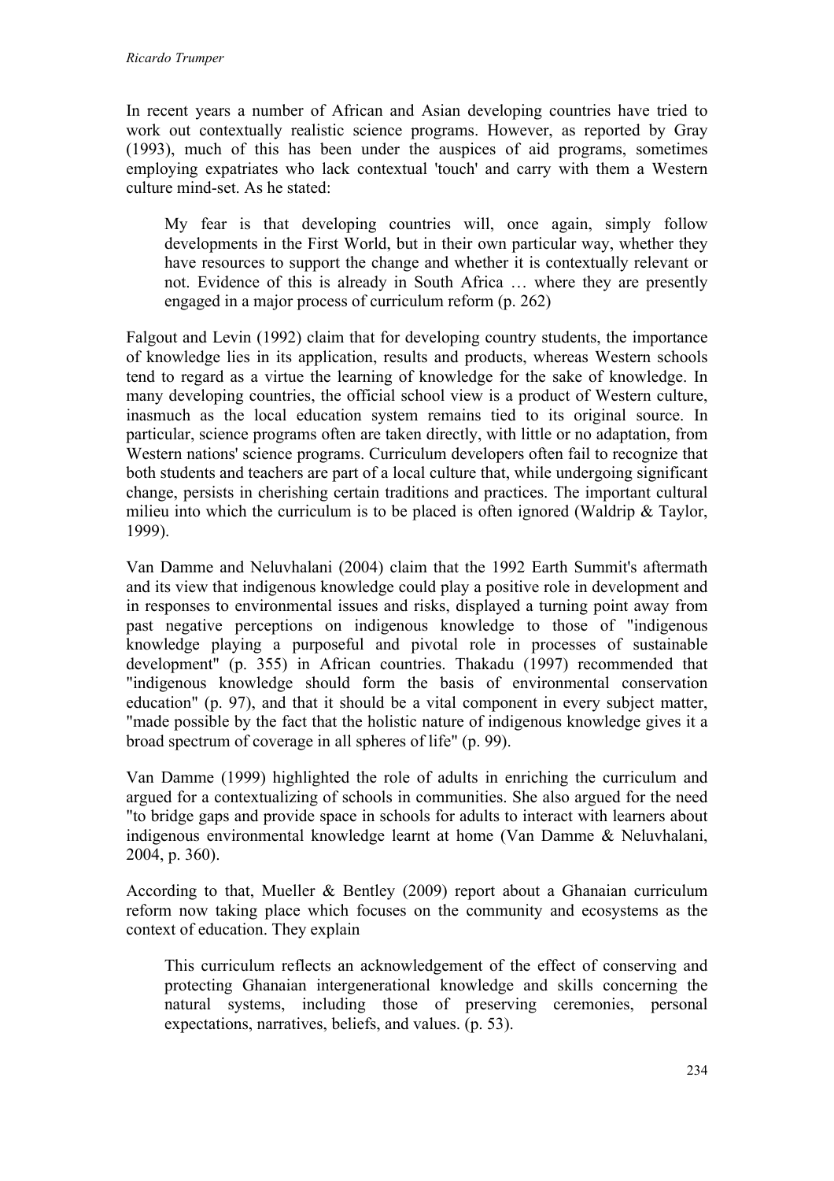In recent years a number of African and Asian developing countries have tried to work out contextually realistic science programs. However, as reported by Gray (1993), much of this has been under the auspices of aid programs, sometimes employing expatriates who lack contextual 'touch' and carry with them a Western culture mind-set. As he stated:

> My fear is that developing countries will, once again, simply follow developments in the First World, but in their own particular way, whether they have resources to support the change and whether it is contextually relevant or not. Evidence of this is already in South Africa … where they are presently engaged in a major process of curriculum reform (p. 262)

Falgout and Levin (1992) claim that for developing country students, the importance of knowledge lies in its application, results and products, whereas Western schools tend to regard as a virtue the learning of knowledge for the sake of knowledge. In many developing countries, the official school view is a product of Western culture, inasmuch as the local education system remains tied to its original source. In particular, science programs often are taken directly, with little or no adaptation, from Western nations' science programs. Curriculum developers often fail to recognize that both students and teachers are part of a local culture that, while undergoing significant change, persists in cherishing certain traditions and practices. The important cultural milieu into which the curriculum is to be placed is often ignored (Waldrip & Taylor, 1999).

Van Damme and Neluvhalani (2004) claim that the 1992 Earth Summit's aftermath and its view that indigenous knowledge could play a positive role in development and in responses to environmental issues and risks, displayed a turning point away from past negative perceptions on indigenous knowledge to those of "indigenous knowledge playing a purposeful and pivotal role in processes of sustainable development" (p. 355) in African countries. Thakadu (1997) recommended that "indigenous knowledge should form the basis of environmental conservation education" (p. 97), and that it should be a vital component in every subject matter, "made possible by the fact that the holistic nature of indigenous knowledge gives it a broad spectrum of coverage in all spheres of life" (p. 99).

Van Damme (1999) highlighted the role of adults in enriching the curriculum and argued for a contextualizing of schools in communities. She also argued for the need "to bridge gaps and provide space in schools for adults to interact with learners about indigenous environmental knowledge learnt at home (Van Damme & Neluvhalani, 2004, p. 360).

According to that, Mueller & Bentley (2009) report about a Ghanaian curriculum reform now taking place which focuses on the community and ecosystems as the context of education. They explain

> This curriculum reflects an acknowledgement of the effect of conserving and protecting Ghanaian intergenerational knowledge and skills concerning the natural systems, including those of preserving ceremonies, personal expectations, narratives, beliefs, and values. (p. 53).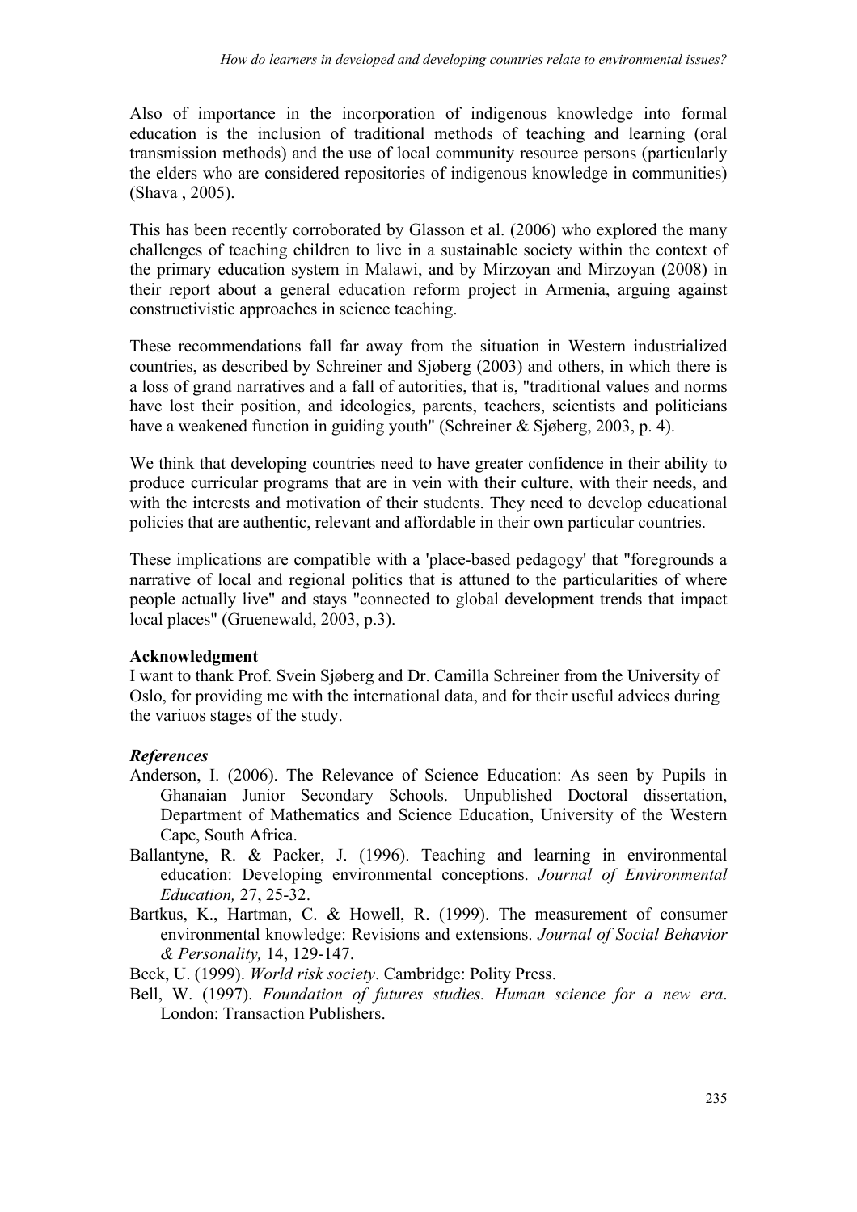Also of importance in the incorporation of indigenous knowledge into formal education is the inclusion of traditional methods of teaching and learning (oral transmission methods) and the use of local community resource persons (particularly the elders who are considered repositories of indigenous knowledge in communities) (Shava , 2005).

This has been recently corroborated by Glasson et al. (2006) who explored the many challenges of teaching children to live in a sustainable society within the context of the primary education system in Malawi, and by Mirzoyan and Mirzoyan (2008) in their report about a general education reform project in Armenia, arguing against constructivistic approaches in science teaching.

These recommendations fall far away from the situation in Western industrialized countries, as described by Schreiner and Sjøberg (2003) and others, in which there is a loss of grand narratives and a fall of autorities, that is, "traditional values and norms have lost their position, and ideologies, parents, teachers, scientists and politicians have a weakened function in guiding youth" (Schreiner & Sjøberg, 2003, p. 4).

We think that developing countries need to have greater confidence in their ability to produce curricular programs that are in vein with their culture, with their needs, and with the interests and motivation of their students. They need to develop educational policies that are authentic, relevant and affordable in their own particular countries.

These implications are compatible with a 'place-based pedagogy' that "foregrounds a narrative of local and regional politics that is attuned to the particularities of where people actually live" and stays "connected to global development trends that impact local places" (Gruenewald, 2003, p.3).

**Acknowledgment**

I want to thank Prof. Svein Sjøberg and Dr. Camilla Schreiner from the University of Oslo, for providing me with the international data, and for their useful advices during the variuos stages of the study.

### *References*

Anderson, I. (2006). The Relevance of Science Education: As seen by Pupils in Ghanaian Junior Secondary Schools. Unpublished Doctoral dissertation, Department of Mathematics and Science Education, University of the Western Cape, South Africa.

Ballantyne, R. & Packer, J. (1996). Teaching and learning in environmental education: Developing environmental conceptions. *Journal of Environmental Education,* 27, 25-32.

Bartkus, K., Hartman, C. & Howell, R. (1999). The measurement of consumer environmental knowledge: Revisions and extensions. *Journal of Social Behavior & Personality,* 14, 129-147.

Beck, U. (1999). *World risk society*. Cambridge: Polity Press.

Bell, W. (1997). *Foundation of futures studies. Human science for a new era*. London: Transaction Publishers.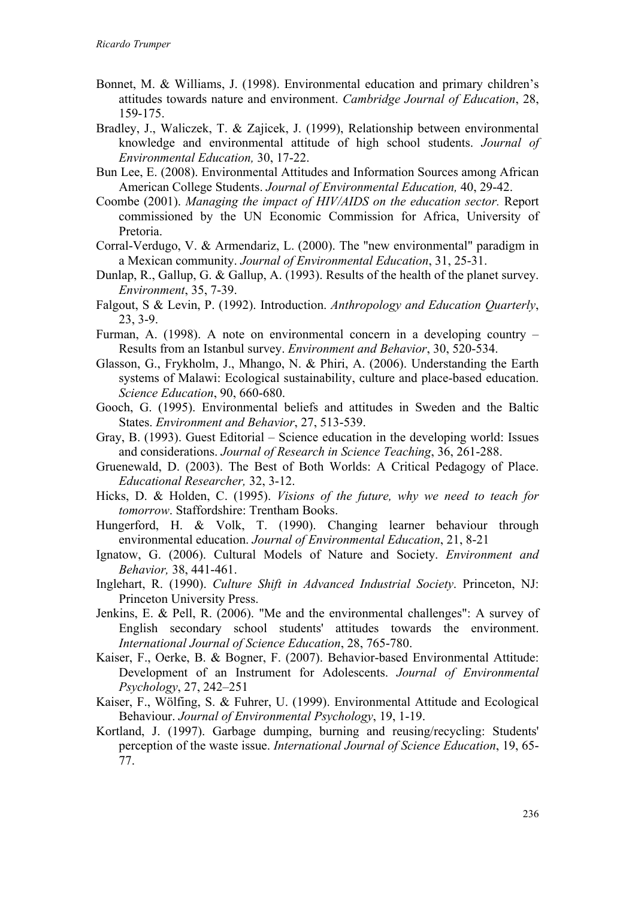Bonnet, M. & Williams, J. (1998). Environmental education and primary children's attitudes towards nature and environment. *Cambridge Journal of Education*, 28, 159-175.

Bradley, J., Waliczek, T. & Zajicek, J. (1999), Relationship between environmental knowledge and environmental attitude of high school students. *Journal of Environmental Education,* 30, 17-22.

Bun Lee, E. (2008). Environmental Attitudes and Information Sources among African American College Students. *Journal of Environmental Education,* 40, 29-42.

Coombe (2001). *Managing the impact of HIV/AIDS on the education sector.* Report commissioned by the UN Economic Commission for Africa, University of Pretoria.

Corral-Verdugo, V. & Armendariz, L. (2000). The "new environmental" paradigm in a Mexican community. *Journal of Environmental Education*, 31, 25-31.

Dunlap, R., Gallup, G. & Gallup, A. (1993). Results of the health of the planet survey. *Environment*, 35, 7-39.

Falgout, S & Levin, P. (1992). Introduction. *Anthropology and Education Quarterly*, 23, 3-9.

Furman, A. (1998). A note on environmental concern in a developing country – Results from an Istanbul survey. *Environment and Behavior*, 30, 520-534.

Glasson, G., Frykholm, J., Mhango, N. & Phiri, A. (2006). Understanding the Earth systems of Malawi: Ecological sustainability, culture and place-based education. *Science Education*, 90, 660-680.

Gooch, G. (1995). Environmental beliefs and attitudes in Sweden and the Baltic States. *Environment and Behavior*, 27, 513-539.

Gray, B. (1993). Guest Editorial – Science education in the developing world: Issues and considerations. *Journal of Research in Science Teaching*, 36, 261-288.

Gruenewald, D. (2003). The Best of Both Worlds: A Critical Pedagogy of Place. *Educational Researcher,* 32, 3-12.

Hicks, D. & Holden, C. (1995). *Visions of the future, why we need to teach for tomorrow*. Staffordshire: Trentham Books.

Hungerford, H. & Volk, T. (1990). Changing learner behaviour through environmental education. *Journal of Environmental Education*, 21, 8-21

Ignatow, G. (2006). Cultural Models of Nature and Society. *Environment and Behavior,* 38, 441-461.

Inglehart, R. (1990). *Culture Shift in Advanced Industrial Society*. Princeton, NJ: Princeton University Press.

Jenkins, E. & Pell, R. (2006). "Me and the environmental challenges": A survey of English secondary school students' attitudes towards the environment. *International Journal of Science Education*, 28, 765-780.

Kaiser, F., Oerke, B. & Bogner, F. (2007). Behavior-based Environmental Attitude: Development of an Instrument for Adolescents. *Journal of Environmental Psychology*, 27, 242–251

Kaiser, F., Wölfing, S. & Fuhrer, U. (1999). Environmental Attitude and Ecological Behaviour. *Journal of Environmental Psychology*, 19, 1-19.

Kortland, J. (1997). Garbage dumping, burning and reusing/recycling: Students' perception of the waste issue. *International Journal of Science Education*, 19, 65-77.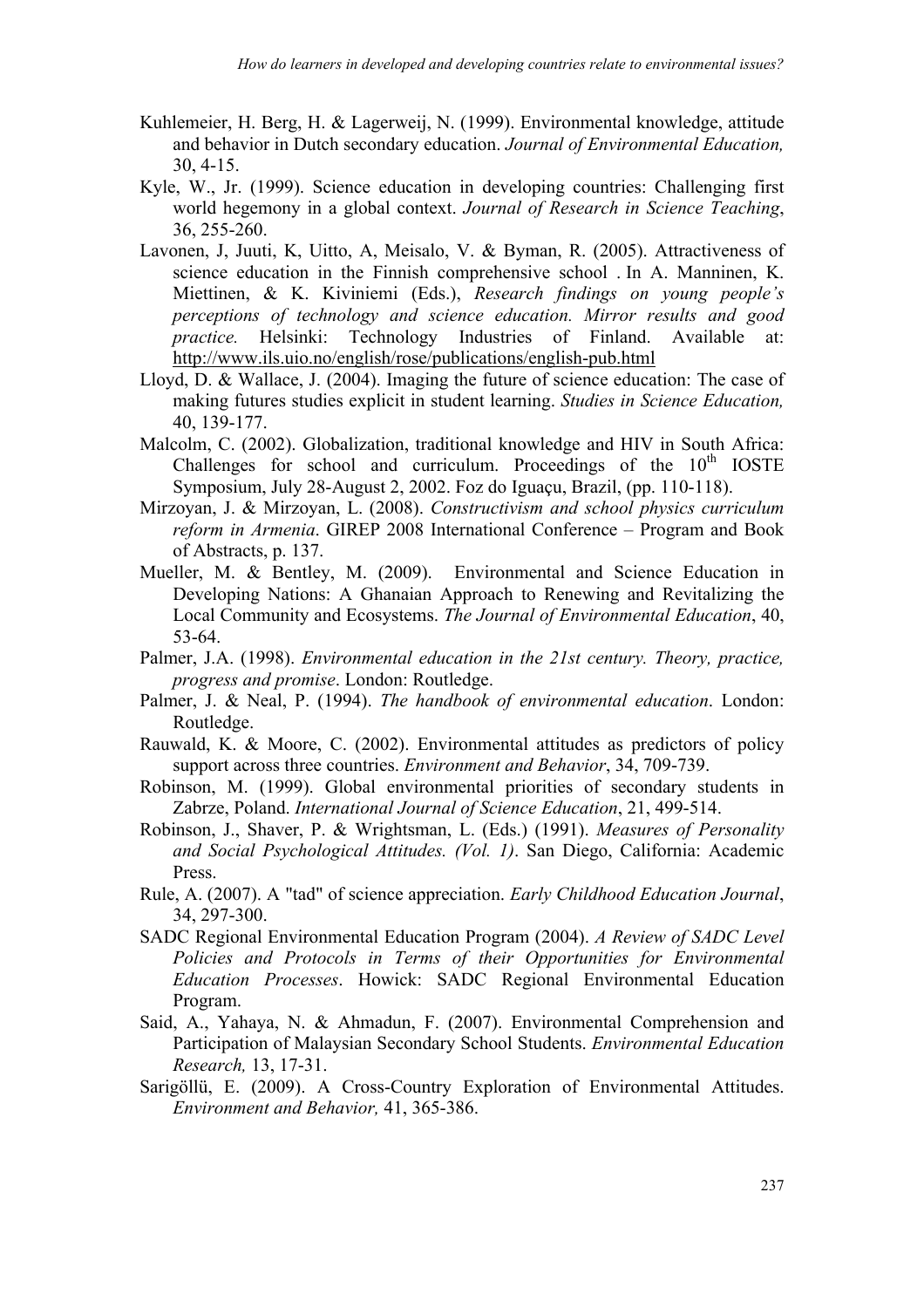Kuhlemeier, H. Berg, H. & Lagerweij, N. (1999). Environmental knowledge, attitude and behavior in Dutch secondary education. *Journal of Environmental Education,* 30, 4-15.

Kyle, W., Jr. (1999). Science education in developing countries: Challenging first world hegemony in a global context. *Journal of Research in Science Teaching*, 36, 255-260.

Lavonen, J, Juuti, K, Uitto, A, Meisalo, V. & Byman, R. (2005). Attractiveness of science education in the Finnish comprehensive school . In A. Manninen, K. Miettinen, & K. Kiviniemi (Eds.), *Research findings on young people's perceptions of technology and science education. Mirror results and good practice.* Helsinki: Technology Industries of Finland. Available at: http://www.ils.uio.no/english/rose/publications/english-pub.html

Lloyd, D. & Wallace, J. (2004). Imaging the future of science education: The case of making futures studies explicit in student learning. *Studies in Science Education,* 40, 139-177.

Malcolm, C. (2002). Globalization, traditional knowledge and HIV in South Africa: Challenges for school and curriculum. Proceedings of the 10th IOSTE Symposium, July 28-August 2, 2002. Foz do Iguaçu, Brazil, (pp. 110-118).

Mirzoyan, J. & Mirzoyan, L. (2008). *Constructivism and school physics curriculum reform in Armenia*. GIREP 2008 International Conference – Program and Book of Abstracts, p. 137.

Mueller, M. & Bentley, M. (2009). Environmental and Science Education in Developing Nations: A Ghanaian Approach to Renewing and Revitalizing the Local Community and Ecosystems. *The Journal of Environmental Education*, 40, 53-64.

Palmer, J.A. (1998). *Environmental education in the 21st century. Theory, practice, progress and promise*. London: Routledge.

Palmer, J. & Neal, P. (1994). *The handbook of environmental education*. London: Routledge.

Rauwald, K. & Moore, C. (2002). Environmental attitudes as predictors of policy support across three countries. *Environment and Behavior*, 34, 709-739.

Robinson, M. (1999). Global environmental priorities of secondary students in Zabrze, Poland. *International Journal of Science Education*, 21, 499-514.

Robinson, J., Shaver, P. & Wrightsman, L. (Eds.) (1991). *Measures of Personality and Social Psychological Attitudes. (Vol. 1)*. San Diego, California: Academic Press.

Rule, A. (2007). A "tad" of science appreciation. *Early Childhood Education Journal*, 34, 297-300.

SADC Regional Environmental Education Program (2004). *A Review of SADC Level Policies and Protocols in Terms of their Opportunities for Environmental Education Processes*. Howick: SADC Regional Environmental Education Program.

Said, A., Yahaya, N. & Ahmadun, F. (2007). Environmental Comprehension and Participation of Malaysian Secondary School Students. *Environmental Education Research,* 13, 17-31.

Sarigöllü, E. (2009). A Cross-Country Exploration of Environmental Attitudes. *Environment and Behavior,* 41, 365-386.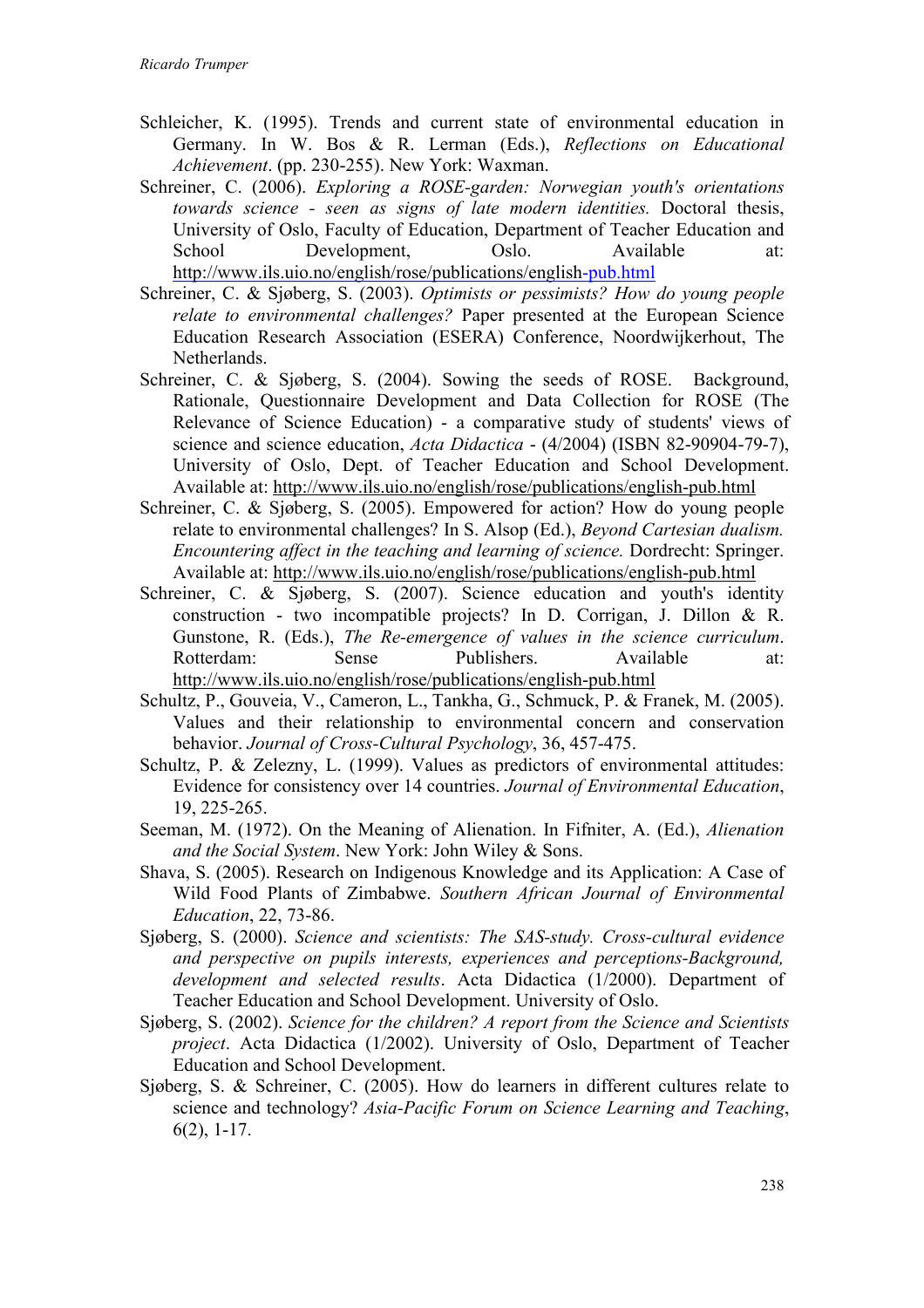Schleicher, K. (1995). Trends and current state of environmental education in Germany. In W. Bos & R. Lerman (Eds.), *Reflections on Educational Achievement*. (pp. 230-255). New York: Waxman.

Schreiner, C. (2006). *Exploring a ROSE-garden: Norwegian youth's orientations towards science - seen as signs of late modern identities.* Doctoral thesis, University of Oslo, Faculty of Education, Department of Teacher Education and School Development, Oslo. Available at: http://www.ils.uio.no/english/rose/publications/english-pub.html

Schreiner, C. & Sjøberg, S. (2003). *Optimists or pessimists? How do young people relate to environmental challenges?* Paper presented at the European Science Education Research Association (ESERA) Conference, Noordwijkerhout, The Netherlands.

Schreiner, C. & Sjøberg, S. (2004). Sowing the seeds of ROSE. Background, Rationale, Questionnaire Development and Data Collection for ROSE (The Relevance of Science Education) - a comparative study of students' views of science and science education, *Acta Didactica* - (4/2004) (ISBN 82-90904-79-7), University of Oslo, Dept. of Teacher Education and School Development. Available at: http://www.ils.uio.no/english/rose/publications/english-pub.html

Schreiner, C. & Sjøberg, S. (2005). Empowered for action? How do young people relate to environmental challenges? In S. Alsop (Ed.), *Beyond Cartesian dualism. Encountering affect in the teaching and learning of science.* Dordrecht: Springer. Available at: http://www.ils.uio.no/english/rose/publications/english-pub.html

Schreiner, C. & Sjøberg, S. (2007). Science education and youth's identity construction - two incompatible projects? In D. Corrigan, J. Dillon & R. Gunstone, R. (Eds.), *The Re-emergence of values in the science curriculum*. Rotterdam: Sense Publishers. Available at: http://www.ils.uio.no/english/rose/publications/english-pub.html

Schultz, P., Gouveia, V., Cameron, L., Tankha, G., Schmuck, P. & Franek, M. (2005). Values and their relationship to environmental concern and conservation behavior. *Journal of Cross-Cultural Psychology*, 36, 457-475.

Schultz, P. & Zelezny, L. (1999). Values as predictors of environmental attitudes: Evidence for consistency over 14 countries. *Journal of Environmental Education*, 19, 225-265.

Seeman, M. (1972). On the Meaning of Alienation. In Fifniter, A. (Ed.), *Alienation and the Social System*. New York: John Wiley & Sons.

Shava, S. (2005). Research on Indigenous Knowledge and its Application: A Case of Wild Food Plants of Zimbabwe. *Southern African Journal of Environmental Education*, 22, 73-86.

Sjøberg, S. (2000). *Science and scientists: The SAS-study. Cross-cultural evidence and perspective on pupils interests, experiences and perceptions-Background, development and selected results*. Acta Didactica (1/2000). Department of Teacher Education and School Development. University of Oslo.

Sjøberg, S. (2002). *Science for the children? A report from the Science and Scientists project*. Acta Didactica (1/2002). University of Oslo, Department of Teacher Education and School Development.

Sjøberg, S. & Schreiner, C. (2005). How do learners in different cultures relate to science and technology? *Asia-Pacific Forum on Science Learning and Teaching*, 6(2), 1-17.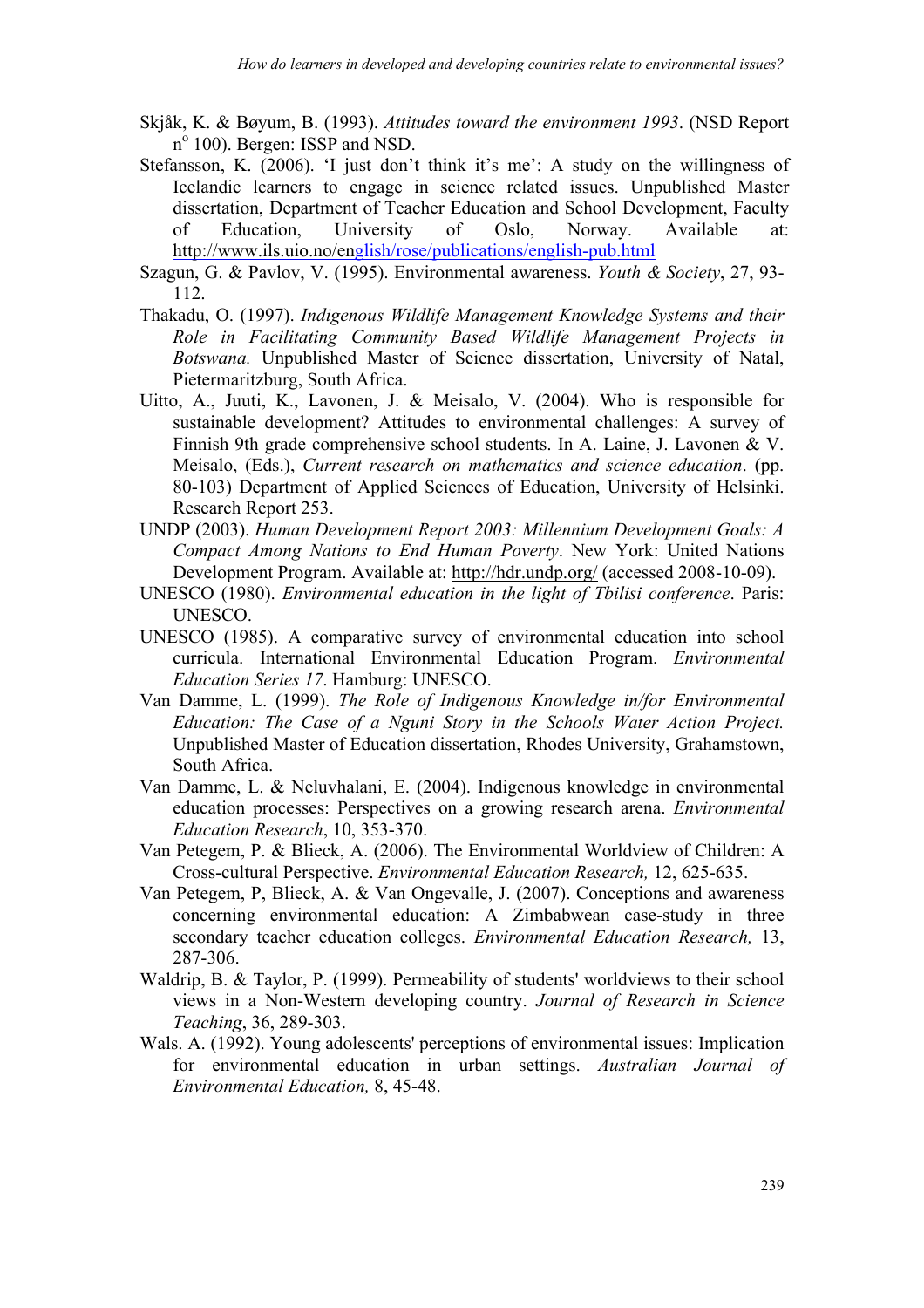Skjåk, K. & Bøyum, B. (1993). *Attitudes toward the environment 1993*. (NSD Report n° 100). Bergen: ISSP and NSD.

Stefansson, K. (2006). 'I just don't think it's me': A study on the willingness of Icelandic learners to engage in science related issues. Unpublished Master dissertation, Department of Teacher Education and School Development, Faculty of Education, University of Oslo, Norway. Available at: http://www.ils.uio.no/english/rose/publications/english-pub.html

Szagun, G. & Pavlov, V. (1995). Environmental awareness. *Youth & Society*, 27, 93-112.

Thakadu, O. (1997). *Indigenous Wildlife Management Knowledge Systems and their Role in Facilitating Community Based Wildlife Management Projects in Botswana.* Unpublished Master of Science dissertation, University of Natal, Pietermaritzburg, South Africa.

Uitto, A., Juuti, K., Lavonen, J. & Meisalo, V. (2004). Who is responsible for sustainable development? Attitudes to environmental challenges: A survey of Finnish 9th grade comprehensive school students. In A. Laine, J. Lavonen & V. Meisalo, (Eds.), *Current research on mathematics and science education*. (pp. 80-103) Department of Applied Sciences of Education, University of Helsinki. Research Report 253.

UNDP (2003). *Human Development Report 2003: Millennium Development Goals: A Compact Among Nations to End Human Poverty*. New York: United Nations Development Program. Available at: http://hdr.undp.org/ (accessed 2008-10-09).

UNESCO (1980). *Environmental education in the light of Tbilisi conference*. Paris: UNESCO.

UNESCO (1985). A comparative survey of environmental education into school curricula. International Environmental Education Program. *Environmental Education Series 17*. Hamburg: UNESCO.

Van Damme, L. (1999). *The Role of Indigenous Knowledge in/for Environmental Education: The Case of a Nguni Story in the Schools Water Action Project.* Unpublished Master of Education dissertation, Rhodes University, Grahamstown, South Africa.

Van Damme, L. & Neluvhalani, E. (2004). Indigenous knowledge in environmental education processes: Perspectives on a growing research arena. *Environmental Education Research*, 10, 353-370.

Van Petegem, P. & Blieck, A. (2006). The Environmental Worldview of Children: A Cross-cultural Perspective. *Environmental Education Research,* 12, 625-635.

Van Petegem, P, Blieck, A. & Van Ongevalle, J. (2007). Conceptions and awareness concerning environmental education: A Zimbabwean case-study in three secondary teacher education colleges. *Environmental Education Research,* 13, 287-306.

Waldrip, B. & Taylor, P. (1999). Permeability of students' worldviews to their school views in a Non-Western developing country. *Journal of Research in Science Teaching*, 36, 289-303.

Wals. A. (1992). Young adolescents' perceptions of environmental issues: Implication for environmental education in urban settings. *Australian Journal of Environmental Education,* 8, 45-48.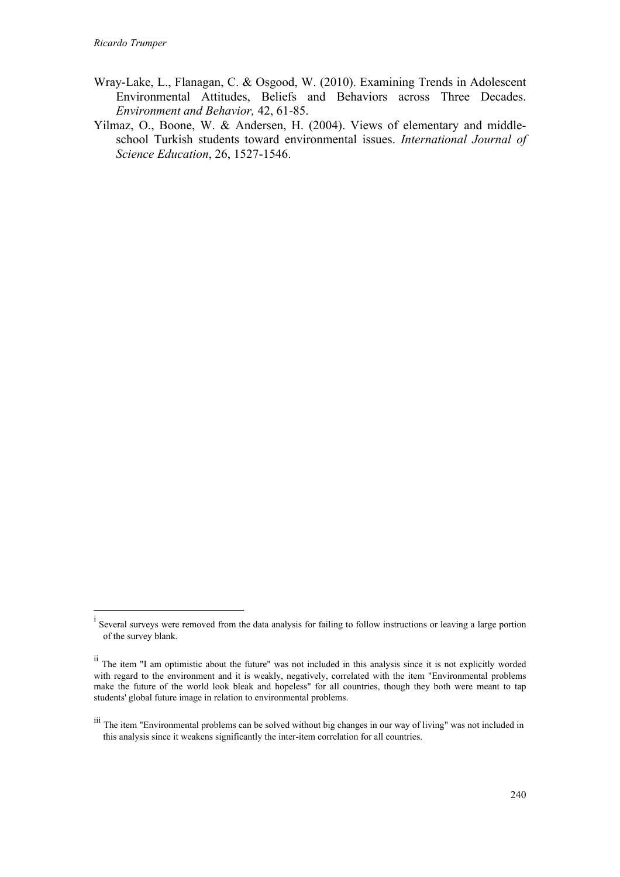Wray-Lake, L., Flanagan, C. & Osgood, W. (2010). Examining Trends in Adolescent Environmental Attitudes, Beliefs and Behaviors across Three Decades. *Environment and Behavior,* 42, 61-85.

Yilmaz, O., Boone, W. & Andersen, H. (2004). Views of elementary and middle-school Turkish students toward environmental issues. *International Journal of Science Education*, 26, 1527-1546.

---

[i] Several surveys were removed from the data analysis for failing to follow instructions or leaving a large portion of the survey blank.

[ii] The item "I am optimistic about the future" was not included in this analysis since it is not explicitly worded with regard to the environment and it is weakly, negatively, correlated with the item "Environmental problems make the future of the world look bleak and hopeless" for all countries, though they both were meant to tap students' global future image in relation to environmental problems.

[iii] The item "Environmental problems can be solved without big changes in our way of living" was not included in this analysis since it weakens significantly the inter-item correlation for all countries.